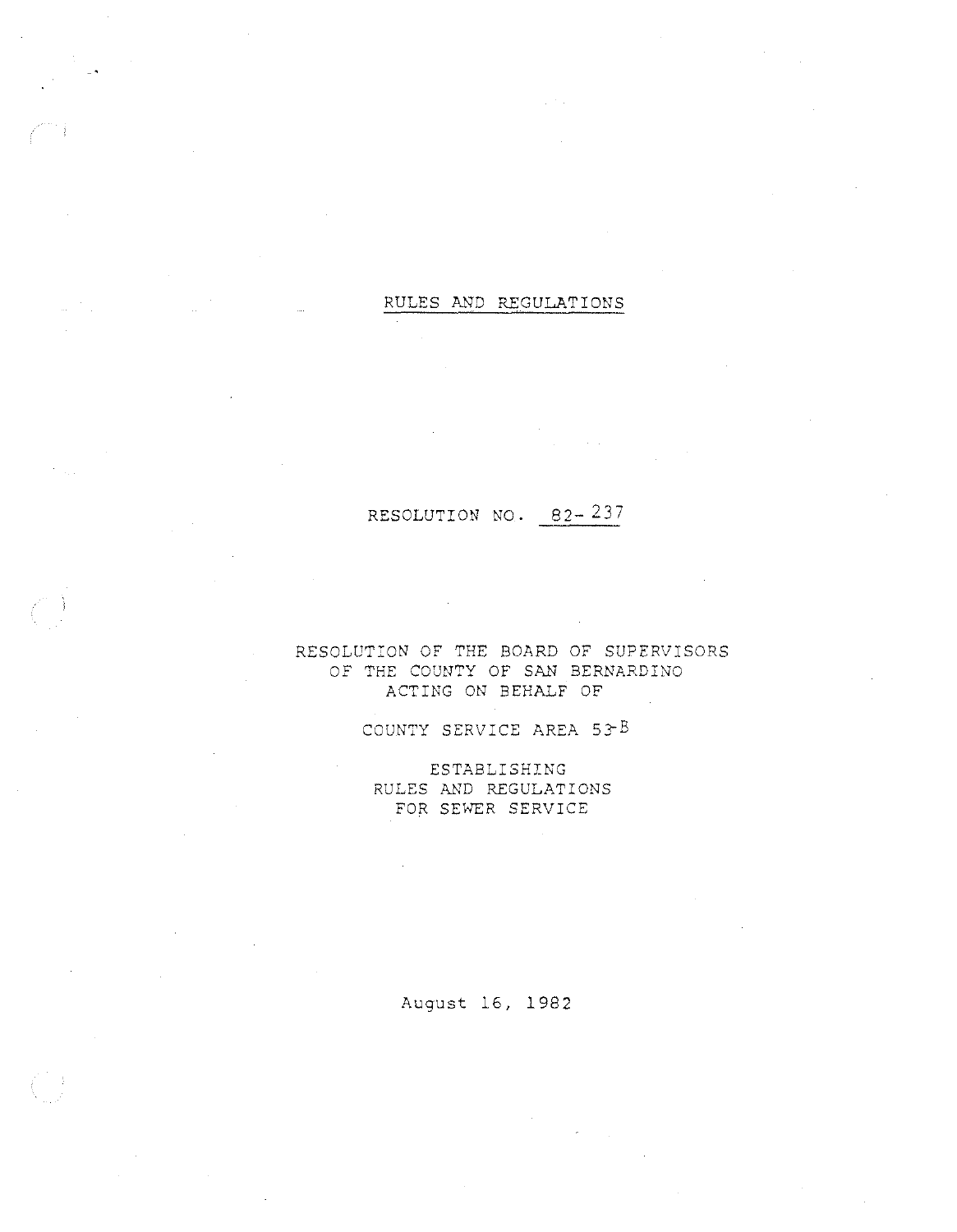# RULES AND REGULATIONS

RESOLUTION NO. 82-237

RESOLUTION OF THE BOARD OF SUPERVISORS
OF THE COUNTY OF SAN BERNARDINO
ACTING ON BEHALF OF

COUNTY SERVICE AREA 53-B

ESTABLISHING
RULES AND REGULATIONS
FOR SEWER SERVICE

August 16, 1982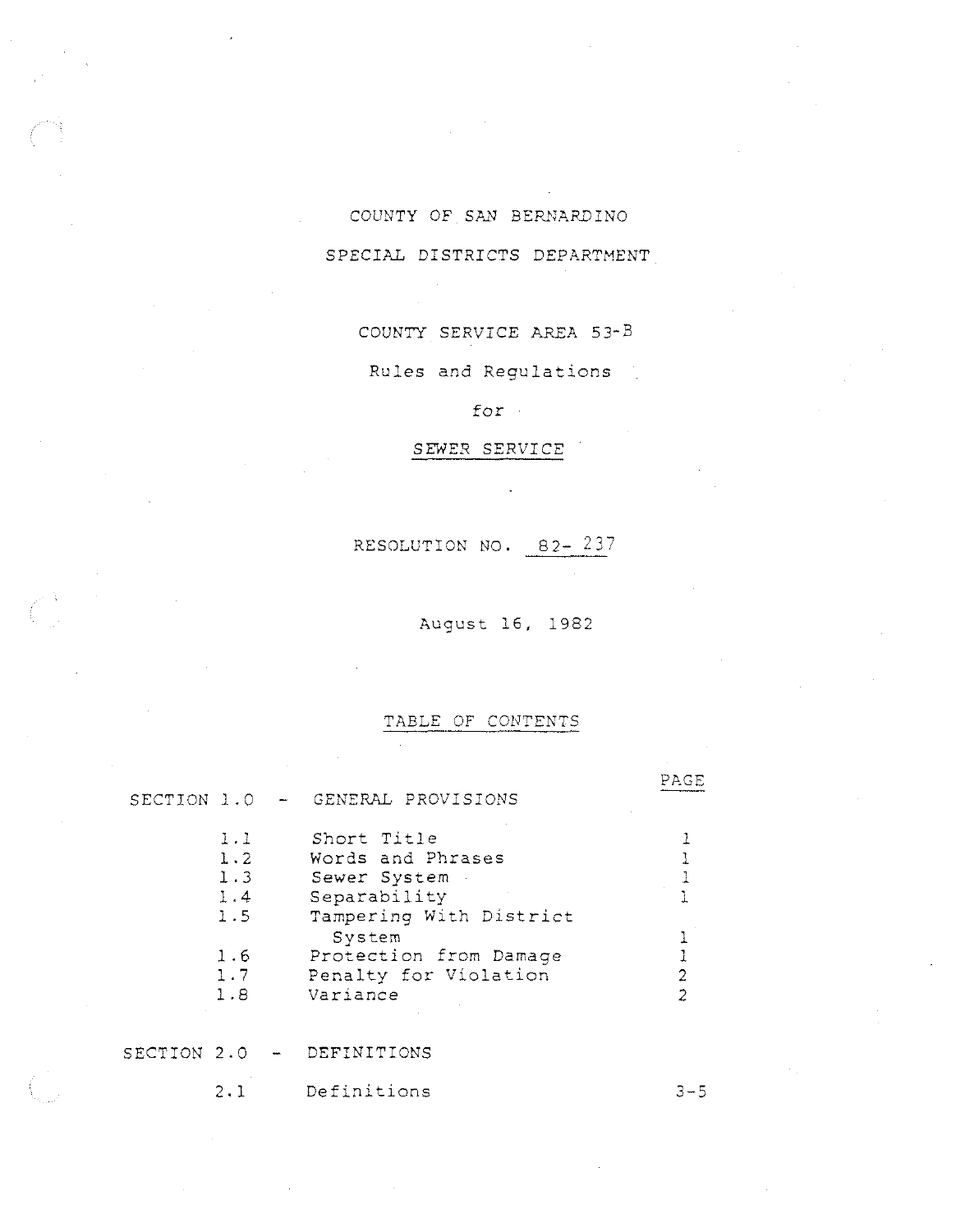COUNTY OF SAN BERNARDINO

SPECIAL DISTRICTS DEPARTMENT

COUNTY SERVICE AREA 53-B

Rules and Regulations

for

SEWER SERVICE

RESOLUTION NO. 82- 237

August 16, 1982

## TABLE OF CONTENTS

| | | PAGE |
|---|---|---|
| SECTION 1.0 - | GENERAL PROVISIONS | |
| 1.1 | Short Title | 1 |
| 1.2 | Words and Phrases | 1 |
| 1.3 | Sewer System | 1 |
| 1.4 | Separability | 1 |
| 1.5 | Tampering With District System | 1 |
| 1.6 | Protection from Damage | 1 |
| 1.7 | Penalty for Violation | 2 |
| 1.8 | Variance | 2 |
| SECTION 2.0 - | DEFINITIONS | |
| 2.1 | Definitions | 3-5 |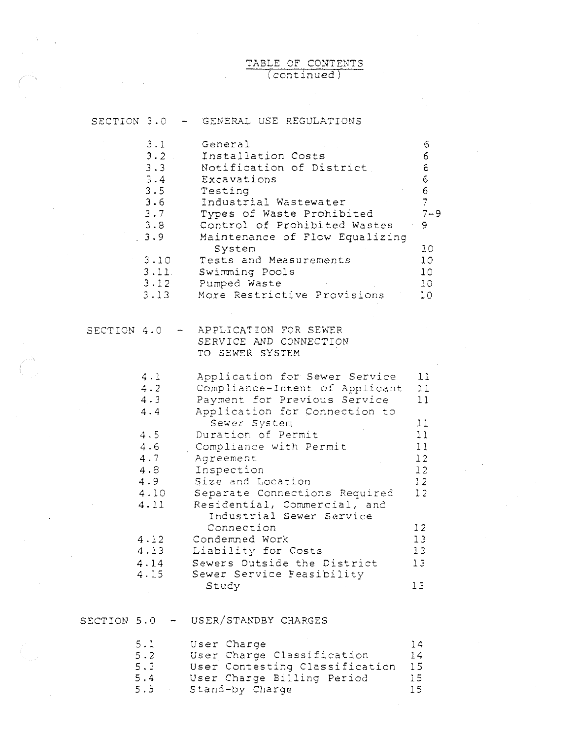# TABLE OF CONTENTS
(continued)

## SECTION 3.0 - GENERAL USE REGULATIONS

| | | |
|---|---|---|
| 3.1 | General | 6 |
| 3.2 | Installation Costs | 6 |
| 3.3 | Notification of District | 6 |
| 3.4 | Excavations | 6 |
| 3.5 | Testing | 6 |
| 3.6 | Industrial Wastewater | 7 |
| 3.7 | Types of Waste Prohibited | 7-9 |
| 3.8 | Control of Prohibited Wastes | 9 |
| 3.9 | Maintenance of Flow Equalizing System | 10 |
| 3.10 | Tests and Measurements | 10 |
| 3.11 | Swimming Pools | 10 |
| 3.12 | Pumped Waste | 10 |
| 3.13 | More Restrictive Provisions | 10 |

## SECTION 4.0 - APPLICATION FOR SEWER SERVICE AND CONNECTION TO SEWER SYSTEM

| | | |
|---|---|---|
| 4.1 | Application for Sewer Service | 11 |
| 4.2 | Compliance-Intent of Applicant | 11 |
| 4.3 | Payment for Previous Service | 11 |
| 4.4 | Application for Connection to Sewer System | 11 |
| 4.5 | Duration of Permit | 11 |
| 4.6 | Compliance with Permit | 11 |
| 4.7 | Agreement | 12 |
| 4.8 | Inspection | 12 |
| 4.9 | Size and Location | 12 |
| 4.10 | Separate Connections Required | 12 |
| 4.11 | Residential, Commercial, and Industrial Sewer Service Connection | 12 |
| 4.12 | Condemned Work | 13 |
| 4.13 | Liability for Costs | 13 |
| 4.14 | Sewers Outside the District | 13 |
| 4.15 | Sewer Service Feasibility Study | 13 |

## SECTION 5.0 - USER/STANDBY CHARGES

| | | |
|---|---|---|
| 5.1 | User Charge | 14 |
| 5.2 | User Charge Classification | 14 |
| 5.3 | User Contesting Classification | 15 |
| 5.4 | User Charge Billing Period | 15 |
| 5.5 | Stand-by Charge | 15 |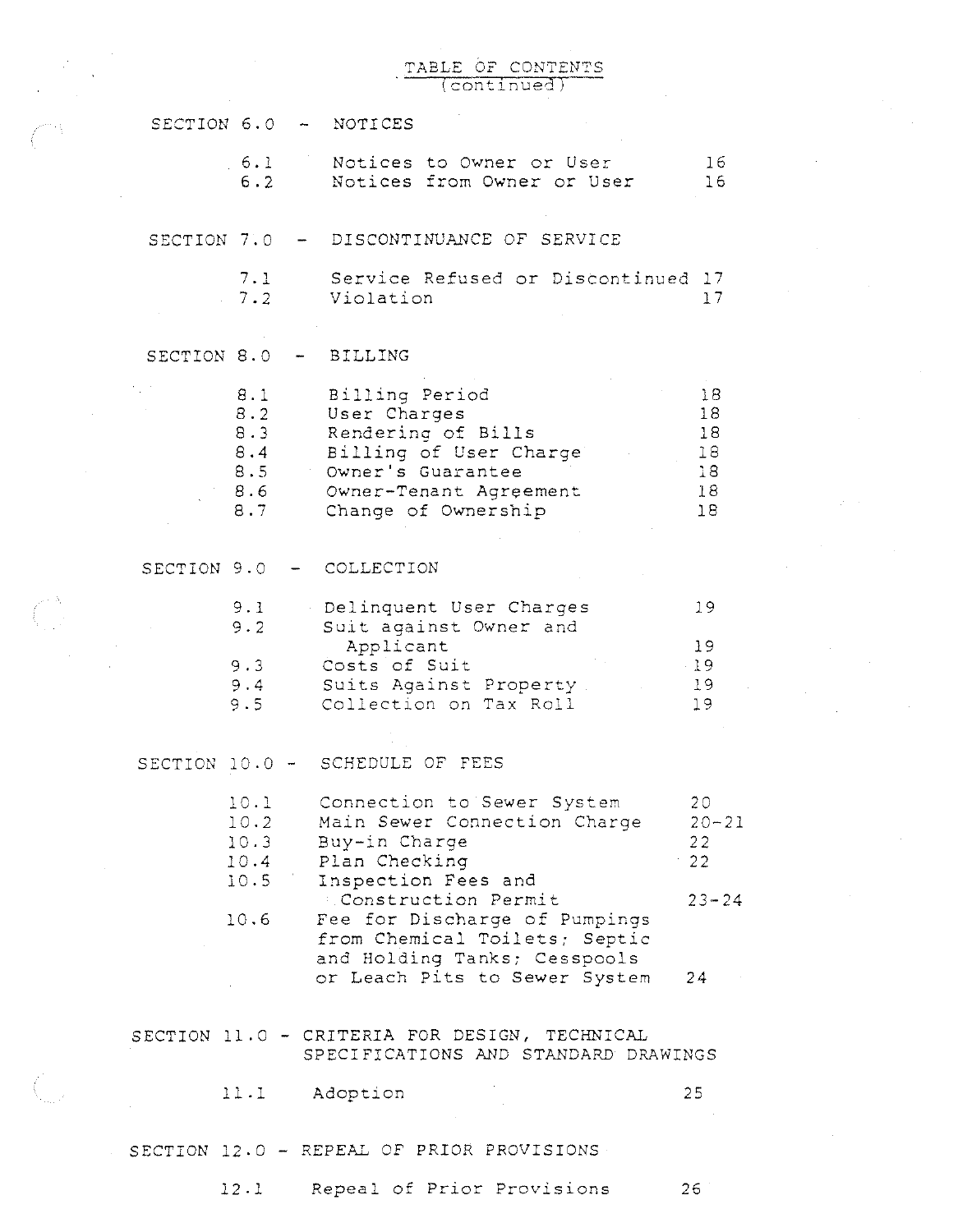## TABLE OF CONTENTS (continued)

**SECTION 6.0 - NOTICES**

| | | |
|---|---|---|
| 6.1 | Notices to Owner or User | 16 |
| 6.2 | Notices from Owner or User | 16 |

**SECTION 7.0 - DISCONTINUANCE OF SERVICE**

| | | |
|---|---|---|
| 7.1 | Service Refused or Discontinued | 17 |
| 7.2 | Violation | 17 |

**SECTION 8.0 - BILLING**

| | | |
|---|---|---|
| 8.1 | Billing Period | 18 |
| 8.2 | User Charges | 18 |
| 8.3 | Rendering of Bills | 18 |
| 8.4 | Billing of User Charge | 18 |
| 8.5 | Owner's Guarantee | 18 |
| 8.6 | Owner-Tenant Agreement | 18 |
| 8.7 | Change of Ownership | 18 |

**SECTION 9.0 - COLLECTION**

| | | |
|---|---|---|
| 9.1 | Delinquent User Charges | 19 |
| 9.2 | Suit against Owner and Applicant | 19 |
| 9.3 | Costs of Suit | 19 |
| 9.4 | Suits Against Property | 19 |
| 9.5 | Collection on Tax Roll | 19 |

**SECTION 10.0 - SCHEDULE OF FEES**

| | | |
|---|---|---|
| 10.1 | Connection to Sewer System | 20 |
| 10.2 | Main Sewer Connection Charge | 20-21 |
| 10.3 | Buy-in Charge | 22 |
| 10.4 | Plan Checking | 22 |
| 10.5 | Inspection Fees and Construction Permit | 23-24 |
| 10.6 | Fee for Discharge of Pumpings from Chemical Toilets; Septic and Holding Tanks; Cesspools or Leach Pits to Sewer System | 24 |

**SECTION 11.0 - CRITERIA FOR DESIGN, TECHNICAL SPECIFICATIONS AND STANDARD DRAWINGS**

| | | |
|---|---|---|
| 11.1 | Adoption | 25 |

**SECTION 12.0 - REPEAL OF PRIOR PROVISIONS**

| | | |
|---|---|---|
| 12.1 | Repeal of Prior Provisions | 26 |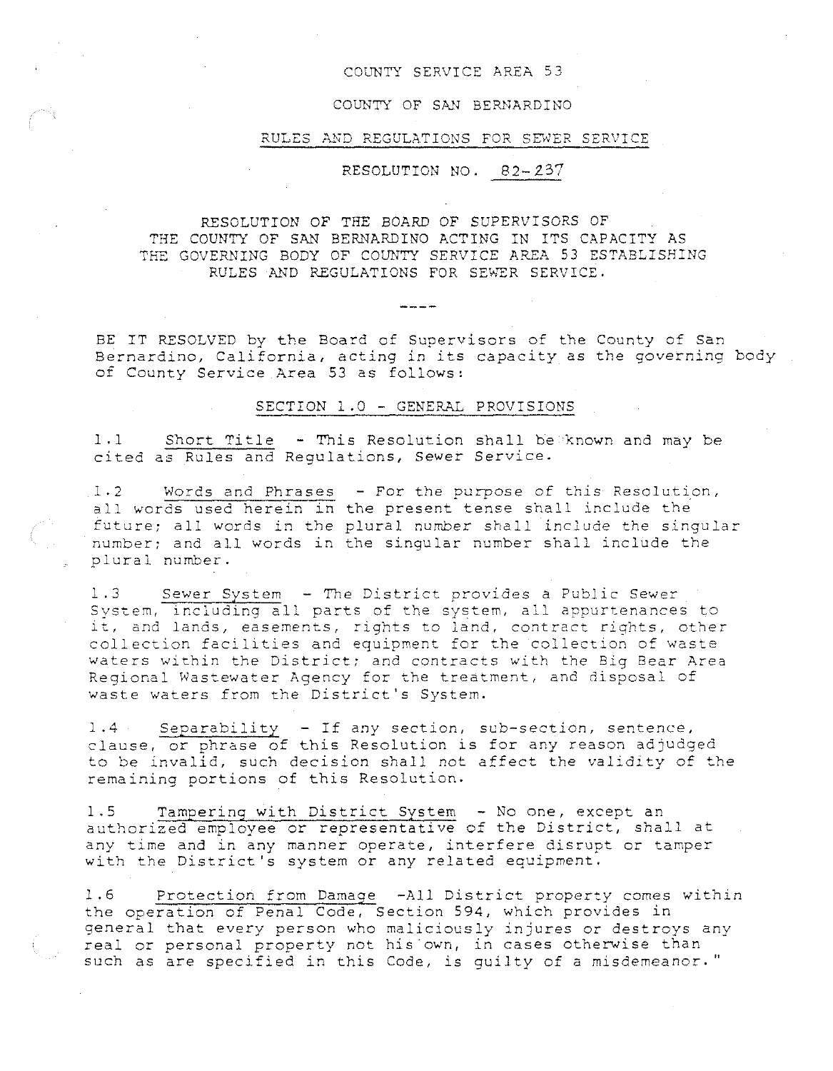# COUNTY SERVICE AREA 53

## COUNTY OF SAN BERNARDINO

## RULES AND REGULATIONS FOR SEWER SERVICE

## RESOLUTION NO. 82-237

RESOLUTION OF THE BOARD OF SUPERVISORS OF THE COUNTY OF SAN BERNARDINO ACTING IN ITS CAPACITY AS THE GOVERNING BODY OF COUNTY SERVICE AREA 53 ESTABLISHING RULES AND REGULATIONS FOR SEWER SERVICE.

----

BE IT RESOLVED by the Board of Supervisors of the County of San Bernardino, California, acting in its capacity as the governing body of County Service Area 53 as follows:

### SECTION 1.0 - GENERAL PROVISIONS

1.1 Short Title - This Resolution shall be known and may be cited as Rules and Regulations, Sewer Service.

1.2 Words and Phrases - For the purpose of this Resolution, all words used herein in the present tense shall include the future; all words in the plural number shall include the singular number; and all words in the singular number shall include the plural number.

1.3 Sewer System - The District provides a Public Sewer System, including all parts of the system, all appurtenances to it, and lands, easements, rights to land, contract rights, other collection facilities and equipment for the collection of waste waters within the District; and contracts with the Big Bear Area Regional Wastewater Agency for the treatment, and disposal of waste waters from the District's System.

1.4 Separability - If any section, sub-section, sentence, clause, or phrase of this Resolution is for any reason adjudged to be invalid, such decision shall not affect the validity of the remaining portions of this Resolution.

1.5 Tampering with District System - No one, except an authorized employee or representative of the District, shall at any time and in any manner operate, interfere disrupt or tamper with the District's system or any related equipment.

1.6 Protection from Damage -All District property comes within the operation of Penal Code, Section 594, which provides in general that every person who maliciously injures or destroys any real or personal property not his own, in cases otherwise than such as are specified in this Code, is guilty of a misdemeanor."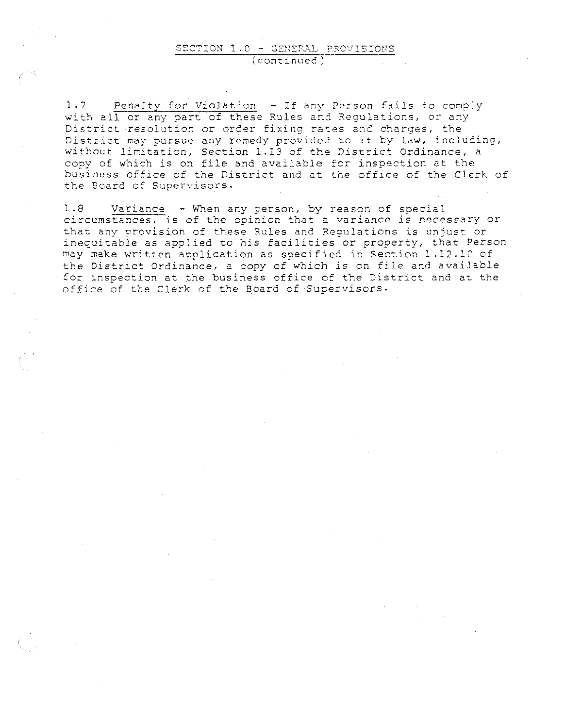## SECTION 1.0 - GENERAL PROVISIONS (continued)

1.7 Penalty for Violation - If any Person fails to comply with all or any part of these Rules and Regulations, or any District resolution or order fixing rates and charges, the District may pursue any remedy provided to it by law, including, without limitation, Section 1.13 of the District Ordinance, a copy of which is on file and available for inspection at the business office of the District and at the office of the Clerk of the Board of Supervisors.

1.8 Variance - When any person, by reason of special circumstances, is of the opinion that a variance is necessary or that any provision of these Rules and Regulations is unjust or inequitable as applied to his facilities or property, that Person may make written application as specified in Section 1.12.10 of the District Ordinance, a copy of which is on file and available for inspection at the business office of the District and at the office of the Clerk of the Board of Supervisors.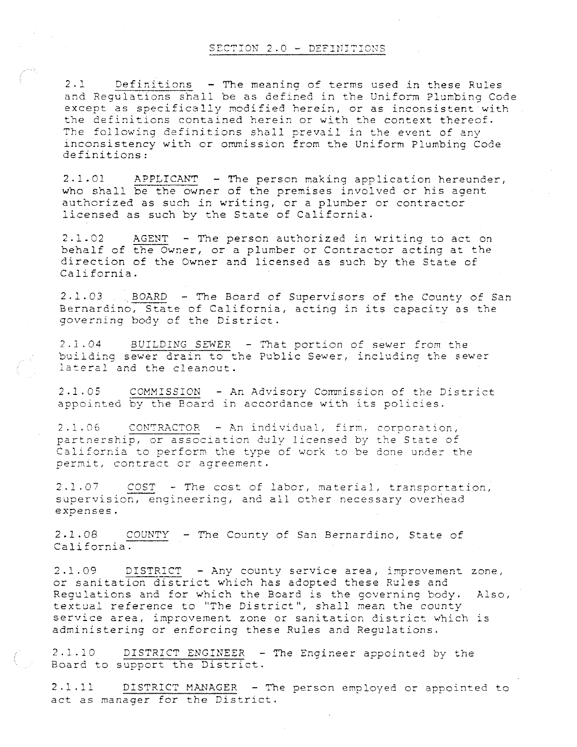# SECTION 2.0 - DEFINITIONS

2.1 Definitions - The meaning of terms used in these Rules and Regulations shall be as defined in the Uniform Plumbing Code except as specifically modified herein, or as inconsistent with the definitions contained herein or with the context thereof. The following definitions shall prevail in the event of any inconsistency with or ommission from the Uniform Plumbing Code definitions:

2.1.01 APPLICANT - The person making application hereunder, who shall be the owner of the premises involved or his agent authorized as such in writing, or a plumber or contractor licensed as such by the State of California.

2.1.02 AGENT - The person authorized in writing to act on behalf of the Owner, or a plumber or Contractor acting at the direction of the Owner and licensed as such by the State of California.

2.1.03 BOARD - The Board of Supervisors of the County of San Bernardino, State of California, acting in its capacity as the governing body of the District.

2.1.04 BUILDING SEWER - That portion of sewer from the building sewer drain to the Public Sewer, including the sewer lateral and the cleanout.

2.1.05 COMMISSION - An Advisory Commission of the District appointed by the Board in accordance with its policies.

2.1.06 CONTRACTOR - An individual, firm, corporation, partnership, or association duly licensed by the State of California to perform the type of work to be done under the permit, contract or agreement.

2.1.07 COST - The cost of labor, material, transportation, supervision, engineering, and all other necessary overhead expenses.

2.1.08 COUNTY - The County of San Bernardino, State of California.

2.1.09 DISTRICT - Any county service area, improvement zone, or sanitation district which has adopted these Rules and Regulations and for which the Board is the governing body. Also, textual reference to "The District", shall mean the county service area, improvement zone or sanitation district which is administering or enforcing these Rules and Regulations.

2.1.10 DISTRICT ENGINEER - The Engineer appointed by the Board to support the District.

2.1.11 DISTRICT MANAGER - The person employed or appointed to act as manager for the District.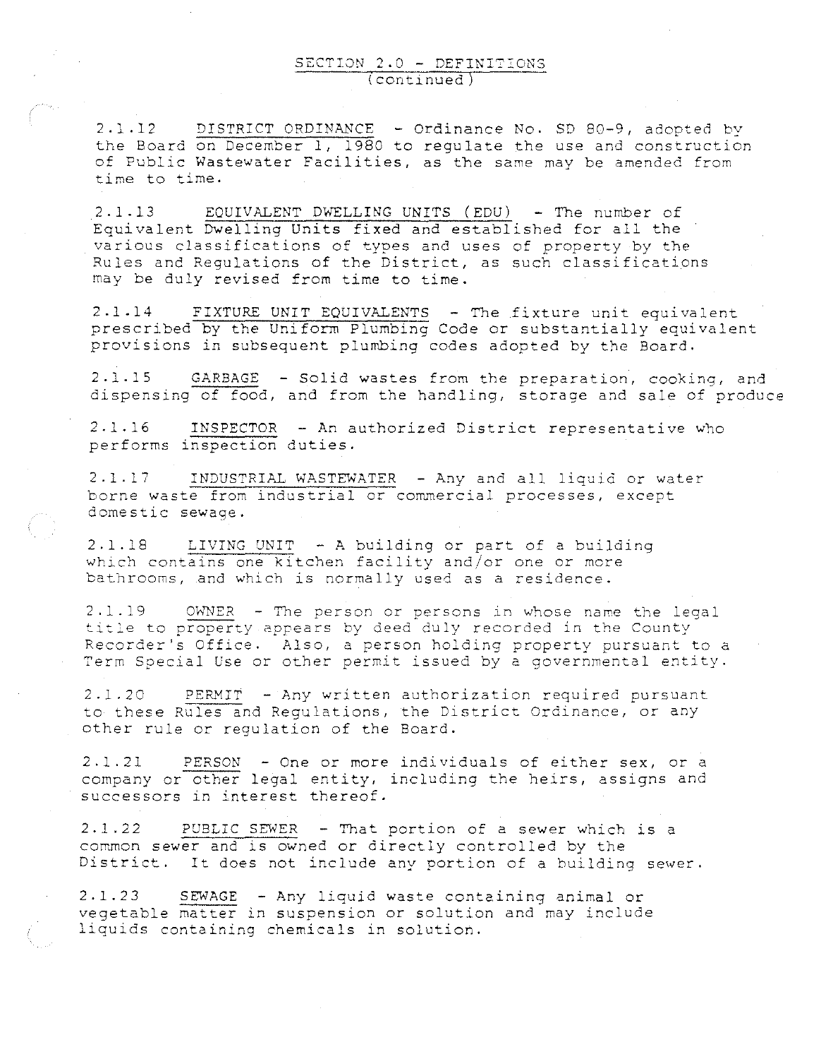## SECTION 2.0 - DEFINITIONS (continued)

2.1.12 DISTRICT ORDINANCE - Ordinance No. SD 80-9, adopted by the Board on December 1, 1980 to regulate the use and construction of Public Wastewater Facilities, as the same may be amended from time to time.

2.1.13 EQUIVALENT DWELLING UNITS (EDU) - The number of Equivalent Dwelling Units fixed and established for all the various classifications of types and uses of property by the Rules and Regulations of the District, as such classifications may be duly revised from time to time.

2.1.14 FIXTURE UNIT EQUIVALENTS - The fixture unit equivalent prescribed by the Uniform Plumbing Code or substantially equivalent provisions in subsequent plumbing codes adopted by the Board.

2.1.15 GARBAGE - Solid wastes from the preparation, cooking, and dispensing of food, and from the handling, storage and sale of produce

2.1.16 INSPECTOR - An authorized District representative who performs inspection duties.

2.1.17 INDUSTRIAL WASTEWATER - Any and all liquid or water borne waste from industrial or commercial processes, except domestic sewage.

2.1.18 LIVING UNIT - A building or part of a building which contains one kitchen facility and/or one or more bathrooms, and which is normally used as a residence.

2.1.19 OWNER - The person or persons in whose name the legal title to property appears by deed duly recorded in the County Recorder's Office. Also, a person holding property pursuant to a Term Special Use or other permit issued by a governmental entity.

2.1.20 PERMIT - Any written authorization required pursuant to these Rules and Regulations, the District Ordinance, or any other rule or regulation of the Board.

2.1.21 PERSON - One or more individuals of either sex, or a company or other legal entity, including the heirs, assigns and successors in interest thereof.

2.1.22 PUBLIC SEWER - That portion of a sewer which is a common sewer and is owned or directly controlled by the District. It does not include any portion of a building sewer.

2.1.23 SEWAGE - Any liquid waste containing animal or vegetable matter in suspension or solution and may include liquids containing chemicals in solution.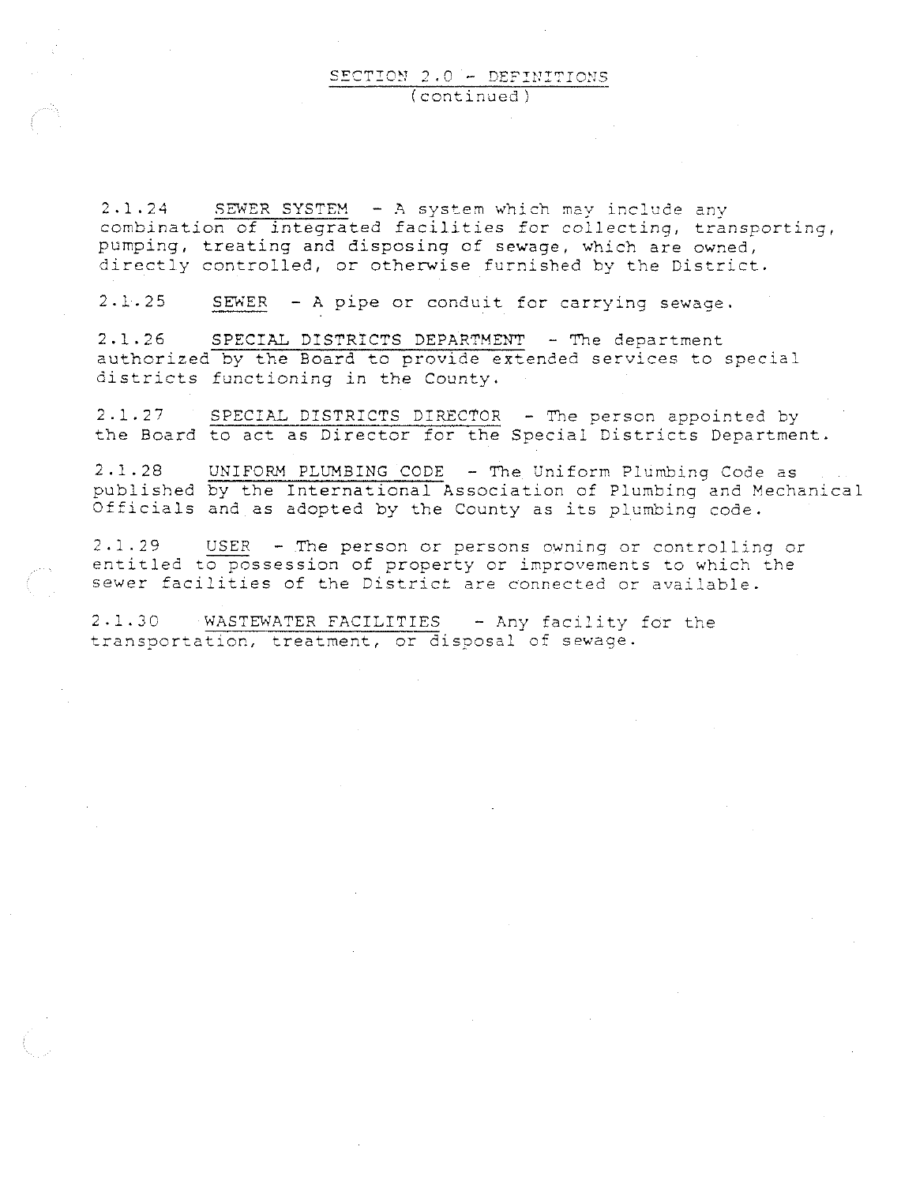## SECTION 2.0 - DEFINITIONS
(continued)

2.1.24 SEWER SYSTEM - A system which may include any combination of integrated facilities for collecting, transporting, pumping, treating and disposing of sewage, which are owned, directly controlled, or otherwise furnished by the District.

2.1.25 SEWER - A pipe or conduit for carrying sewage.

2.1.26 SPECIAL DISTRICTS DEPARTMENT - The department authorized by the Board to provide extended services to special districts functioning in the County.

2.1.27 SPECIAL DISTRICTS DIRECTOR - The person appointed by the Board to act as Director for the Special Districts Department.

2.1.28 UNIFORM PLUMBING CODE - The Uniform Plumbing Code as published by the International Association of Plumbing and Mechanical Officials and as adopted by the County as its plumbing code.

2.1.29 USER - The person or persons owning or controlling or entitled to possession of property or improvements to which the sewer facilities of the District are connected or available.

2.1.30 WASTEWATER FACILITIES - Any facility for the transportation, treatment, or disposal of sewage.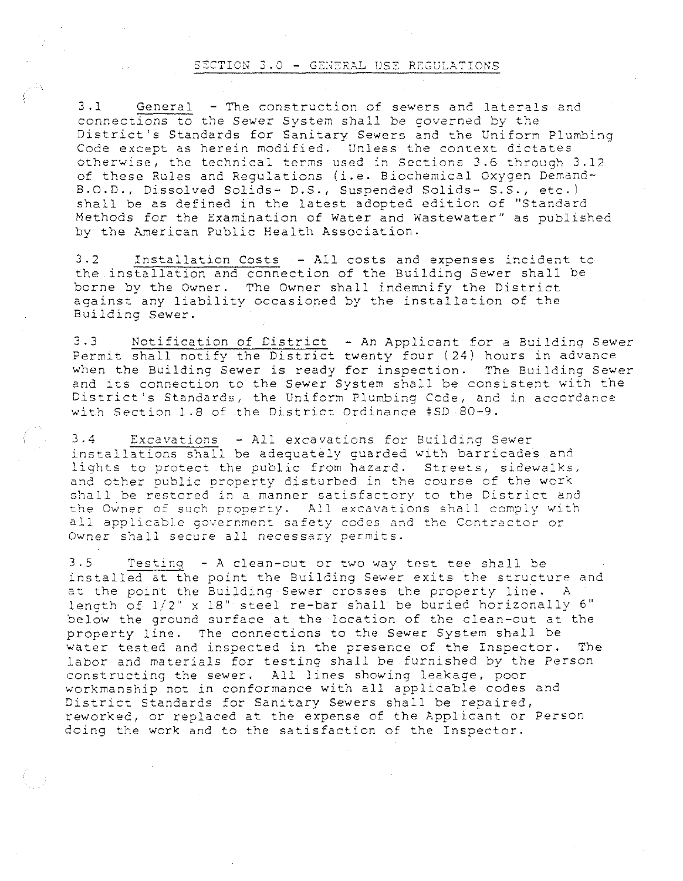## SECTION 3.0 - GENERAL USE REGULATIONS

3.1 General - The construction of sewers and laterals and connections to the Sewer System shall be governed by the District's Standards for Sanitary Sewers and the Uniform Plumbing Code except as herein modified. Unless the context dictates otherwise, the technical terms used in Sections 3.6 through 3.12 of these Rules and Regulations (i.e. Biochemical Oxygen Demand- B.O.D., Dissolved Solids- D.S., Suspended Solids- S.S., etc.) shall be as defined in the latest adopted edition of "Standard Methods for the Examination of Water and Wastewater" as published by the American Public Health Association.

3.2 Installation Costs - All costs and expenses incident to the installation and connection of the Building Sewer shall be borne by the Owner. The Owner shall indemnify the District against any liability occasioned by the installation of the Building Sewer.

3.3 Notification of District - An Applicant for a Building Sewer Permit shall notify the District twenty four (24) hours in advance when the Building Sewer is ready for inspection. The Building Sewer and its connection to the Sewer System shall be consistent with the District's Standards, the Uniform Plumbing Code, and in accordance with Section 1.8 of the District Ordinance #SD 80-9.

3.4 Excavations - All excavations for Building Sewer installations shall be adequately guarded with barricades and lights to protect the public from hazard. Streets, sidewalks, and other public property disturbed in the course of the work shall be restored in a manner satisfactory to the District and the Owner of such property. All excavations shall comply with all applicable government safety codes and the Contractor or Owner shall secure all necessary permits.

3.5 Testing - A clean-out or two way test tee shall be installed at the point the Building Sewer exits the structure and at the point the Building Sewer crosses the property line. A length of 1/2" x 18" steel re-bar shall be buried horizonally 6" below the ground surface at the location of the clean-out at the property line. The connections to the Sewer System shall be water tested and inspected in the presence of the Inspector. The labor and materials for testing shall be furnished by the Person constructing the sewer. All lines showing leakage, poor workmanship not in conformance with all applicable codes and District Standards for Sanitary Sewers shall be repaired, reworked, or replaced at the expense of the Applicant or Person doing the work and to the satisfaction of the Inspector.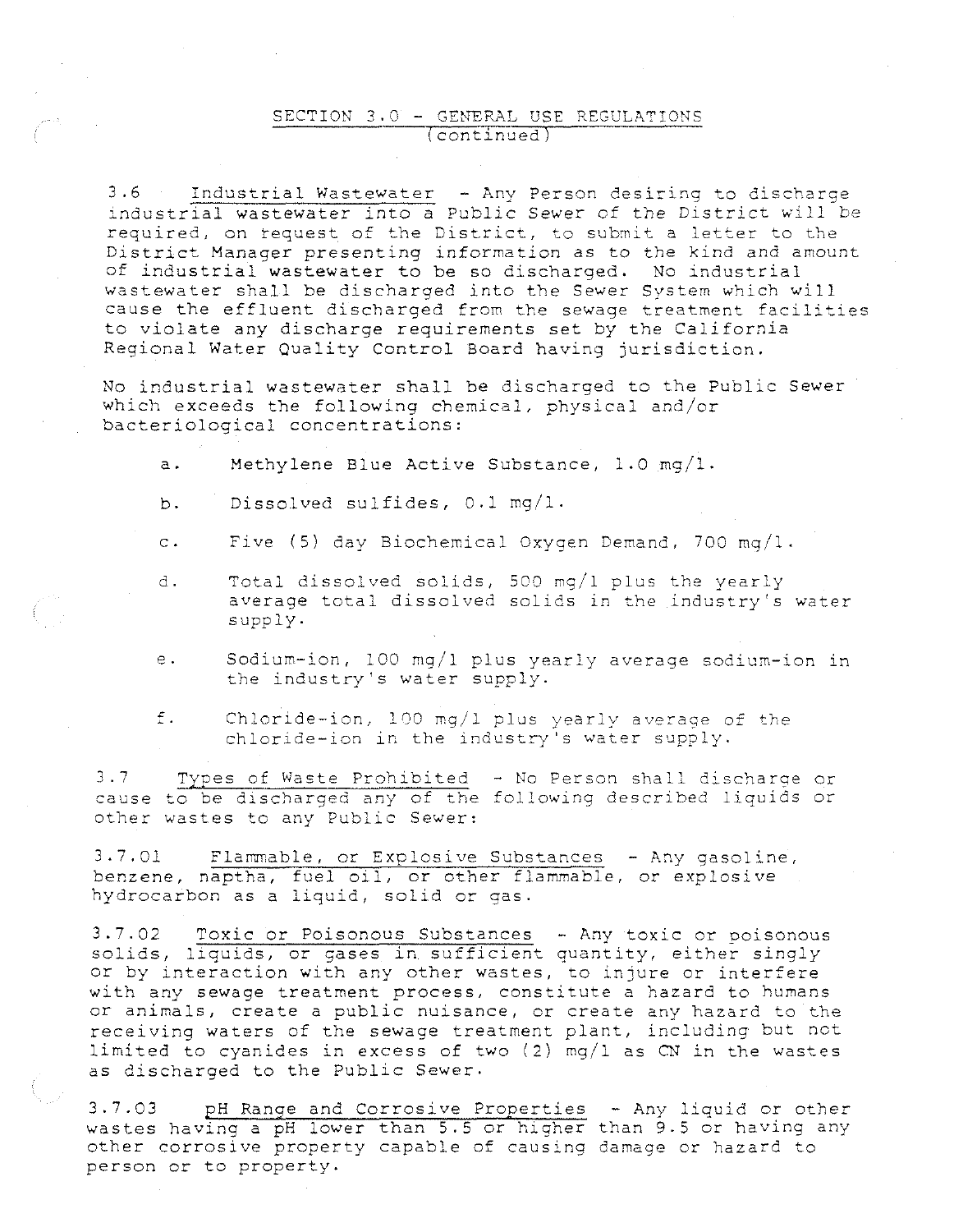## SECTION 3.0 - GENERAL USE REGULATIONS (continued)

3.6 Industrial Wastewater - Any Person desiring to discharge industrial wastewater into a Public Sewer of the District will be required, on request of the District, to submit a letter to the District Manager presenting information as to the kind and amount of industrial wastewater to be so discharged. No industrial wastewater shall be discharged into the Sewer System which will cause the effluent discharged from the sewage treatment facilities to violate any discharge requirements set by the California Regional Water Quality Control Board having jurisdiction.

No industrial wastewater shall be discharged to the Public Sewer which exceeds the following chemical, physical and/or bacteriological concentrations:

a. Methylene Blue Active Substance, 1.0 mg/l.

b. Dissolved sulfides, 0.1 mg/l.

c. Five (5) day Biochemical Oxygen Demand, 700 mg/l.

d. Total dissolved solids, 500 mg/l plus the yearly average total dissolved solids in the industry's water supply.

e. Sodium-ion, 100 mg/l plus yearly average sodium-ion in the industry's water supply.

f. Chloride-ion, 100 mg/l plus yearly average of the chloride-ion in the industry's water supply.

3.7 Types of Waste Prohibited - No Person shall discharge or cause to be discharged any of the following described liquids or other wastes to any Public Sewer:

3.7.01 Flammable, or Explosive Substances - Any gasoline, benzene, naptha, fuel oil, or other flammable, or explosive hydrocarbon as a liquid, solid or gas.

3.7.02 Toxic or Poisonous Substances - Any toxic or poisonous solids, liquids, or gases in sufficient quantity, either singly or by interaction with any other wastes, to injure or interfere with any sewage treatment process, constitute a hazard to humans or animals, create a public nuisance, or create any hazard to the receiving waters of the sewage treatment plant, including but not limited to cyanides in excess of two (2) mg/l as CN in the wastes as discharged to the Public Sewer.

3.7.03 pH Range and Corrosive Properties - Any liquid or other wastes having a pH lower than 5.5 or higher than 9.5 or having any other corrosive property capable of causing damage or hazard to person or to property.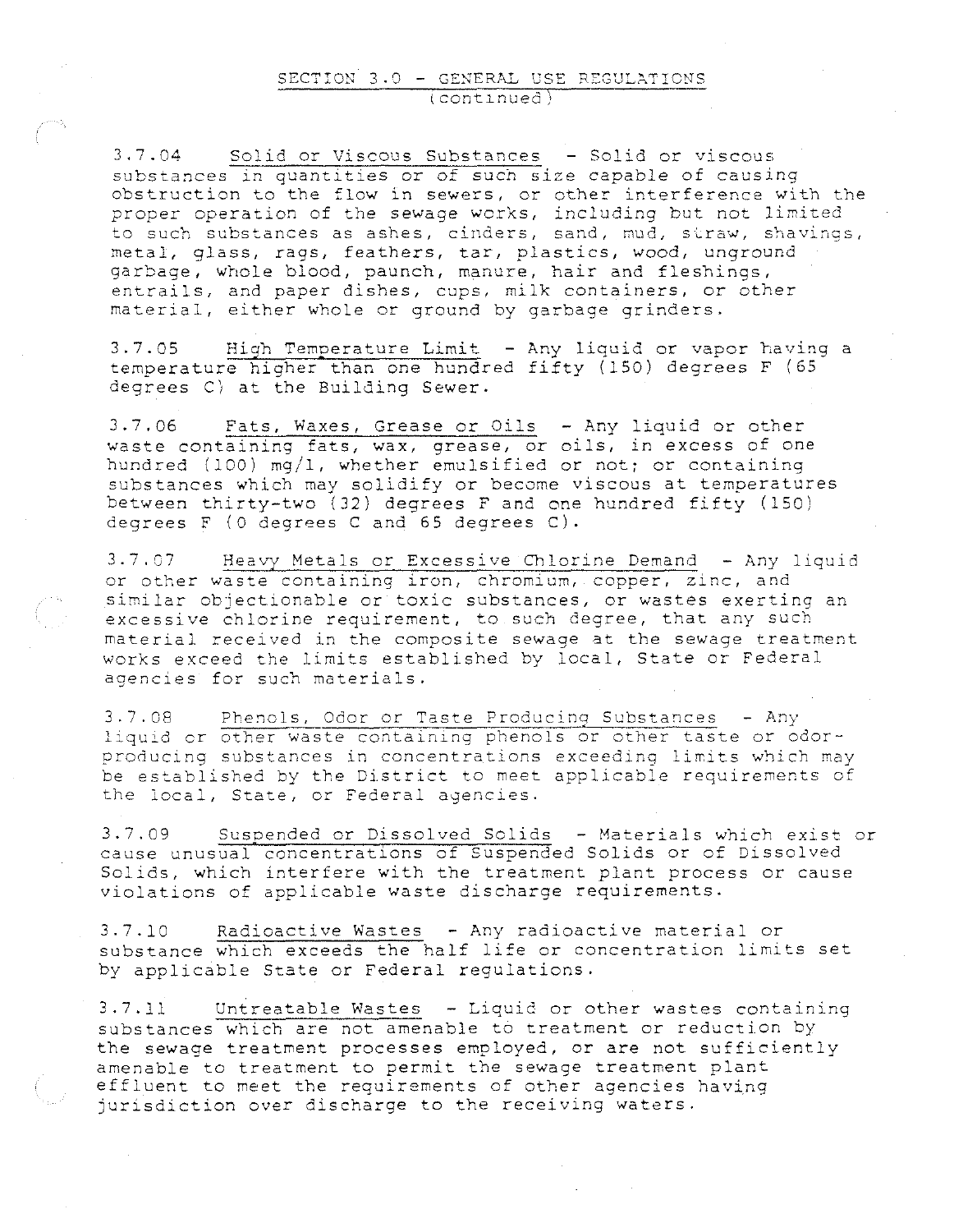## SECTION 3.0 - GENERAL USE REGULATIONS
(continued)

3.7.04 Solid or Viscous Substances - Solid or viscous substances in quantities or of such size capable of causing obstruction to the flow in sewers, or other interference with the proper operation of the sewage works, including but not limited to such substances as ashes, cinders, sand, mud, straw, shavings, metal, glass, rags, feathers, tar, plastics, wood, unground garbage, whole blood, paunch, manure, hair and fleshings, entrails, and paper dishes, cups, milk containers, or other material, either whole or ground by garbage grinders.

3.7.05 High Temperature Limit - Any liquid or vapor having a temperature higher than one hundred fifty (150) degrees F (65 degrees C) at the Building Sewer.

3.7.06 Fats, Waxes, Grease or Oils - Any liquid or other waste containing fats, wax, grease, or oils, in excess of one hundred (100) mg/l, whether emulsified or not; or containing substances which may solidify or become viscous at temperatures between thirty-two (32) degrees F and one hundred fifty (150) degrees F (0 degrees C and 65 degrees C).

3.7.07 Heavy Metals or Excessive Chlorine Demand - Any liquid or other waste containing iron, chromium, copper, zinc, and similar objectionable or toxic substances, or wastes exerting an excessive chlorine requirement, to such degree, that any such material received in the composite sewage at the sewage treatment works exceed the limits established by local, State or Federal agencies for such materials.

3.7.08 Phenols, Odor or Taste Producing Substances - Any liquid or other waste containing phenols or other taste or odor-producing substances in concentrations exceeding limits which may be established by the District to meet applicable requirements of the local, State, or Federal agencies.

3.7.09 Suspended or Dissolved Solids - Materials which exist or cause unusual concentrations of Suspended Solids or of Dissolved Solids, which interfere with the treatment plant process or cause violations of applicable waste discharge requirements.

3.7.10 Radioactive Wastes - Any radioactive material or substance which exceeds the half life or concentration limits set by applicable State or Federal regulations.

3.7.11 Untreatable Wastes - Liquid or other wastes containing substances which are not amenable to treatment or reduction by the sewage treatment processes employed, or are not sufficiently amenable to treatment to permit the sewage treatment plant effluent to meet the requirements of other agencies having jurisdiction over discharge to the receiving waters.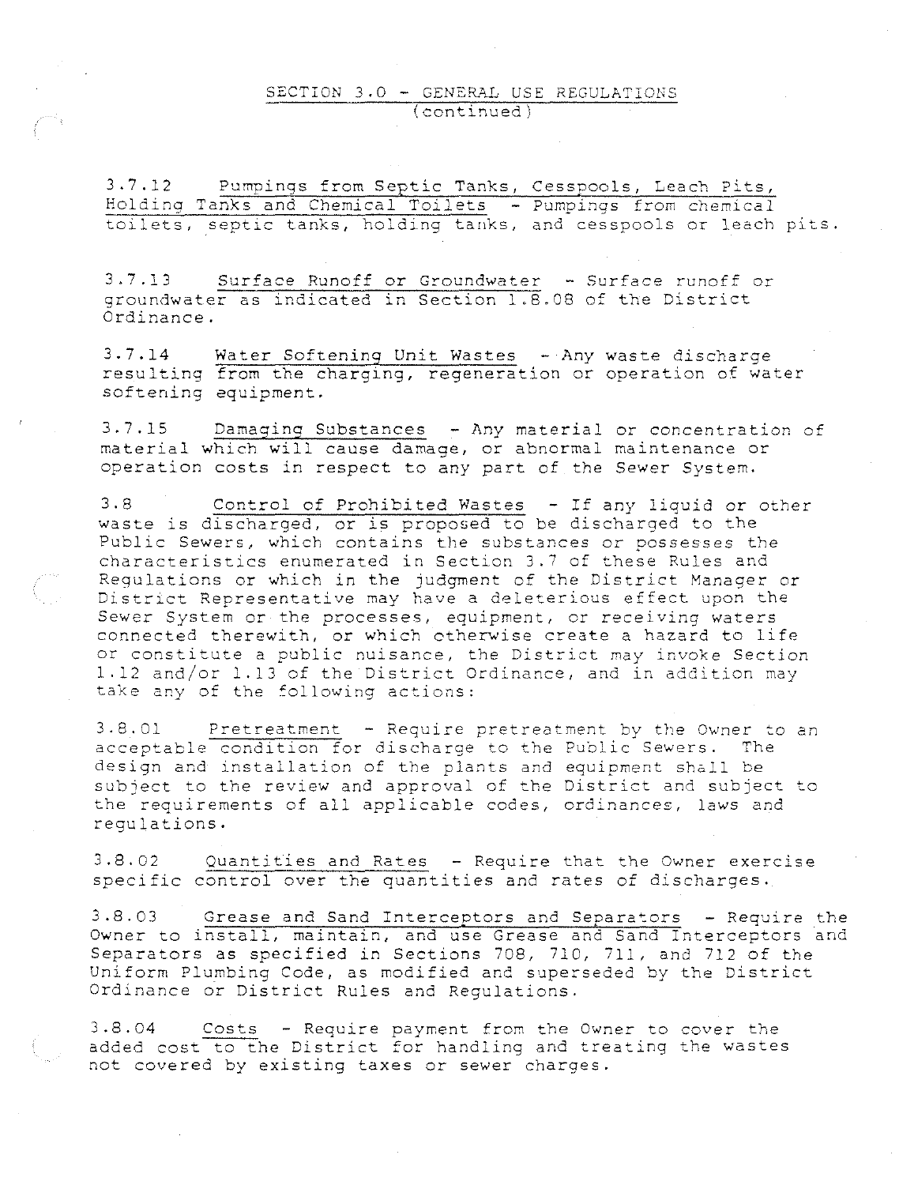## SECTION 3.0 - GENERAL USE REGULATIONS (continued)

3.7.12 Pumpings from Septic Tanks, Cesspools, Leach Pits, Holding Tanks and Chemical Toilets - Pumpings from chemical toilets, septic tanks, holding tanks, and cesspools or leach pits.

3.7.13 Surface Runoff or Groundwater - Surface runoff or groundwater as indicated in Section 1.8.08 of the District Ordinance.

3.7.14 Water Softening Unit Wastes - Any waste discharge resulting from the charging, regeneration or operation of water softening equipment.

3.7.15 Damaging Substances - Any material or concentration of material which will cause damage, or abnormal maintenance or operation costs in respect to any part of the Sewer System.

3.8 Control of Prohibited Wastes - If any liquid or other waste is discharged, or is proposed to be discharged to the Public Sewers, which contains the substances or possesses the characteristics enumerated in Section 3.7 of these Rules and Regulations or which in the judgment of the District Manager or District Representative may have a deleterious effect upon the Sewer System or the processes, equipment, or receiving waters connected therewith, or which otherwise create a hazard to life or constitute a public nuisance, the District may invoke Section 1.12 and/or 1.13 of the District Ordinance, and in addition may take any of the following actions:

3.8.01 Pretreatment - Require pretreatment by the Owner to an acceptable condition for discharge to the Public Sewers. The design and installation of the plants and equipment shall be subject to the review and approval of the District and subject to the requirements of all applicable codes, ordinances, laws and regulations.

3.8.02 Quantities and Rates - Require that the Owner exercise specific control over the quantities and rates of discharges.

3.8.03 Grease and Sand Interceptors and Separators - Require the Owner to install, maintain, and use Grease and Sand Interceptors and Separators as specified in Sections 708, 710, 711, and 712 of the Uniform Plumbing Code, as modified and superseded by the District Ordinance or District Rules and Regulations.

3.8.04 Costs - Require payment from the Owner to cover the added cost to the District for handling and treating the wastes not covered by existing taxes or sewer charges.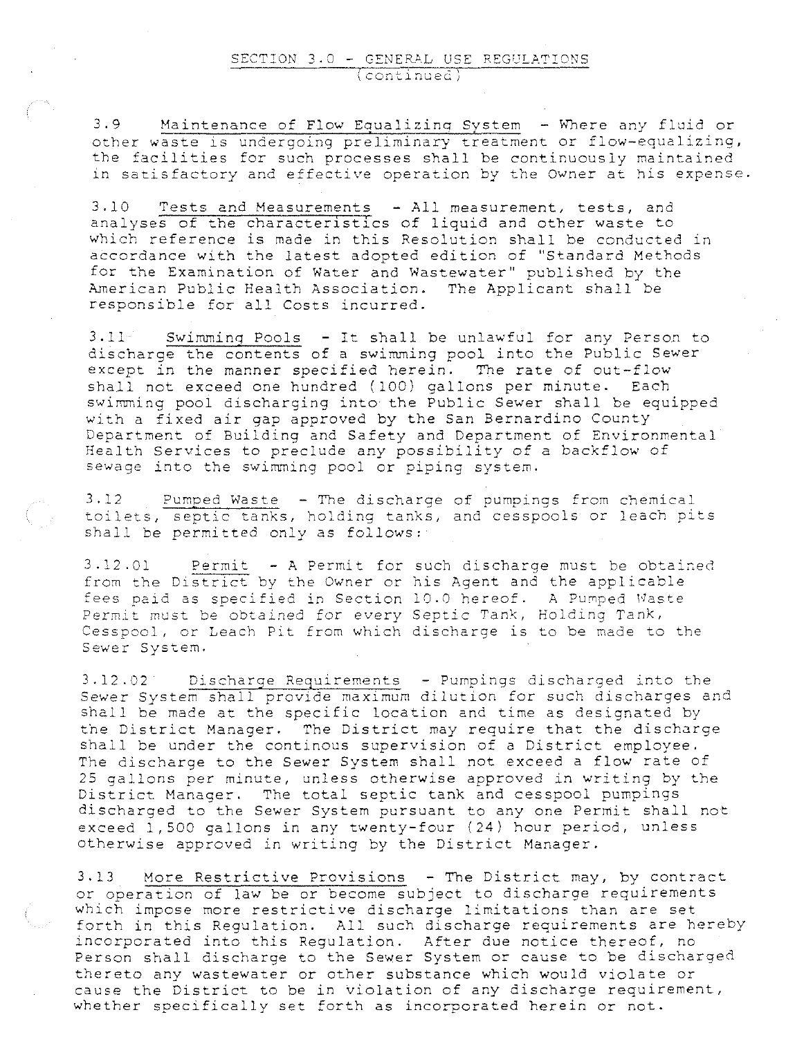## SECTION 3.0 - GENERAL USE REGULATIONS (continued)

3.9 Maintenance of Flow Equalizing System - Where any fluid or other waste is undergoing preliminary treatment or flow-equalizing, the facilities for such processes shall be continuously maintained in satisfactory and effective operation by the Owner at his expense.

3.10 Tests and Measurements - All measurement, tests, and analyses of the characteristics of liquid and other waste to which reference is made in this Resolution shall be conducted in accordance with the latest adopted edition of "Standard Methods for the Examination of Water and Wastewater" published by the American Public Health Association. The Applicant shall be responsible for all Costs incurred.

3.11 Swimming Pools - It shall be unlawful for any Person to discharge the contents of a swimming pool into the Public Sewer except in the manner specified herein. The rate of out-flow shall not exceed one hundred (100) gallons per minute. Each swimming pool discharging into the Public Sewer shall be equipped with a fixed air gap approved by the San Bernardino County Department of Building and Safety and Department of Environmental Health Services to preclude any possibility of a backflow of sewage into the swimming pool or piping system.

3.12 Pumped Waste - The discharge of pumpings from chemical toilets, septic tanks, holding tanks, and cesspools or leach pits shall be permitted only as follows:

3.12.01 Permit - A Permit for such discharge must be obtained from the District by the Owner or his Agent and the applicable fees paid as specified in Section 10.0 hereof. A Pumped Waste Permit must be obtained for every Septic Tank, Holding Tank, Cesspool, or Leach Pit from which discharge is to be made to the Sewer System.

3.12.02 Discharge Requirements - Pumpings discharged into the Sewer System shall provide maximum dilution for such discharges and shall be made at the specific location and time as designated by the District Manager. The District may require that the discharge shall be under the continous supervision of a District employee. The discharge to the Sewer System shall not exceed a flow rate of 25 gallons per minute, unless otherwise approved in writing by the District Manager. The total septic tank and cesspool pumpings discharged to the Sewer System pursuant to any one Permit shall not exceed 1,500 gallons in any twenty-four (24) hour period, unless otherwise approved in writing by the District Manager.

3.13 More Restrictive Provisions - The District may, by contract or operation of law be or become subject to discharge requirements which impose more restrictive discharge limitations than are set forth in this Regulation. All such discharge requirements are hereby incorporated into this Regulation. After due notice thereof, no Person shall discharge to the Sewer System or cause to be discharged thereto any wastewater or other substance which would violate or cause the District to be in violation of any discharge requirement, whether specifically set forth as incorporated herein or not.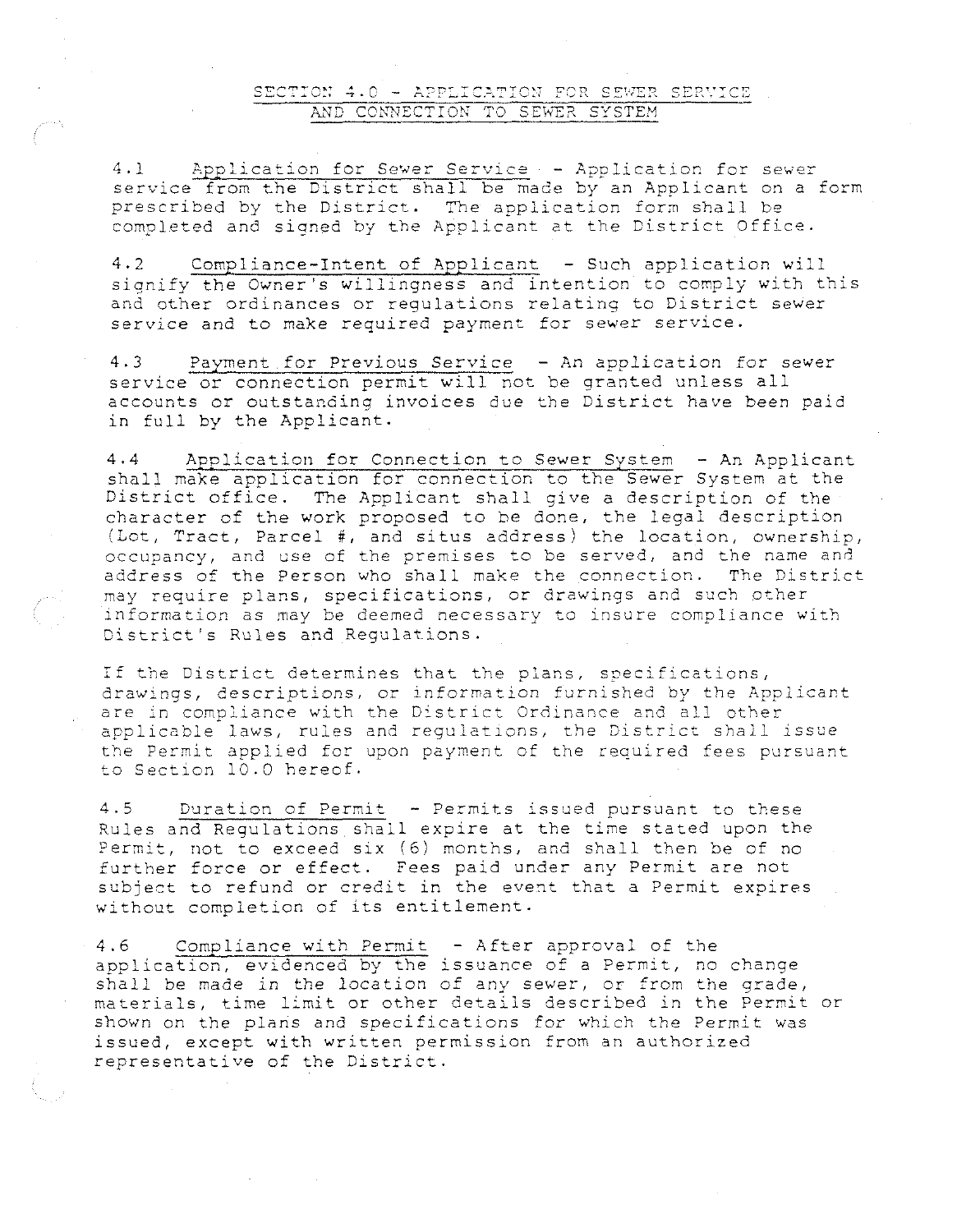## SECTION 4.0 - APPLICATION FOR SEWER SERVICE AND CONNECTION TO SEWER SYSTEM

4.1 Application for Sewer Service - Application for sewer service from the District shall be made by an Applicant on a form prescribed by the District. The application form shall be completed and signed by the Applicant at the District Office.

4.2 Compliance-Intent of Applicant - Such application will signify the Owner's willingness and intention to comply with this and other ordinances or regulations relating to District sewer service and to make required payment for sewer service.

4.3 Payment for Previous Service - An application for sewer service or connection permit will not be granted unless all accounts or outstanding invoices due the District have been paid in full by the Applicant.

4.4 Application for Connection to Sewer System - An Applicant shall make application for connection to the Sewer System at the District office. The Applicant shall give a description of the character of the work proposed to be done, the legal description (Lot, Tract, Parcel #, and situs address) the location, ownership, occupancy, and use of the premises to be served, and the name and address of the Person who shall make the connection. The District may require plans, specifications, or drawings and such other information as may be deemed necessary to insure compliance with District's Rules and Regulations.

If the District determines that the plans, specifications, drawings, descriptions, or information furnished by the Applicant are in compliance with the District Ordinance and all other applicable laws, rules and regulations, the District shall issue the Permit applied for upon payment of the required fees pursuant to Section 10.0 hereof.

4.5 Duration of Permit - Permits issued pursuant to these Rules and Regulations shall expire at the time stated upon the Permit, not to exceed six (6) months, and shall then be of no further force or effect. Fees paid under any Permit are not subject to refund or credit in the event that a Permit expires without completion of its entitlement.

4.6 Compliance with Permit - After approval of the application, evidenced by the issuance of a Permit, no change shall be made in the location of any sewer, or from the grade, materials, time limit or other details described in the Permit or shown on the plans and specifications for which the Permit was issued, except with written permission from an authorized representative of the District.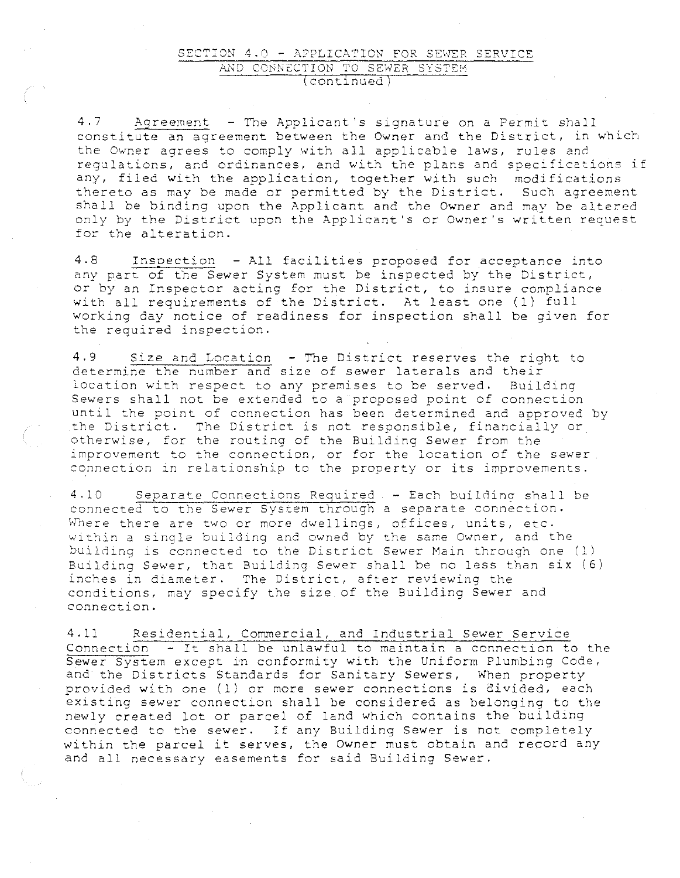## SECTION 4.0 - APPLICATION FOR SEWER SERVICE AND CONNECTION TO SEWER SYSTEM (continued)

4.7 Agreement - The Applicant's signature on a Permit shall constitute an agreement between the Owner and the District, in which the Owner agrees to comply with all applicable laws, rules and regulations, and ordinances, and with the plans and specifications if any, filed with the application, together with such modifications thereto as may be made or permitted by the District. Such agreement shall be binding upon the Applicant and the Owner and may be altered only by the District upon the Applicant's or Owner's written request for the alteration.

4.8 Inspection - All facilities proposed for acceptance into any part of the Sewer System must be inspected by the District, or by an Inspector acting for the District, to insure compliance with all requirements of the District. At least one (1) full working day notice of readiness for inspection shall be given for the required inspection.

4.9 Size and Location - The District reserves the right to determine the number and size of sewer laterals and their location with respect to any premises to be served. Building Sewers shall not be extended to a proposed point of connection until the point of connection has been determined and approved by the District. The District is not responsible, financially or otherwise, for the routing of the Building Sewer from the improvement to the connection, or for the location of the sewer connection in relationship to the property or its improvements.

4.10 Separate Connections Required - Each building shall be connected to the Sewer System through a separate connection. Where there are two or more dwellings, offices, units, etc. within a single building and owned by the same Owner, and the building is connected to the District Sewer Main through one (1) Building Sewer, that Building Sewer shall be no less than six (6) inches in diameter. The District, after reviewing the conditions, may specify the size of the Building Sewer and connection.

4.11 Residential, Commercial, and Industrial Sewer Service Connection - It shall be unlawful to maintain a connection to the Sewer System except in conformity with the Uniform Plumbing Code, and the Districts Standards for Sanitary Sewers, When property provided with one (1) or more sewer connections is divided, each existing sewer connection shall be considered as belonging to the newly created lot or parcel of land which contains the building connected to the sewer. If any Building Sewer is not completely within the parcel it serves, the Owner must obtain and record any and all necessary easements for said Building Sewer.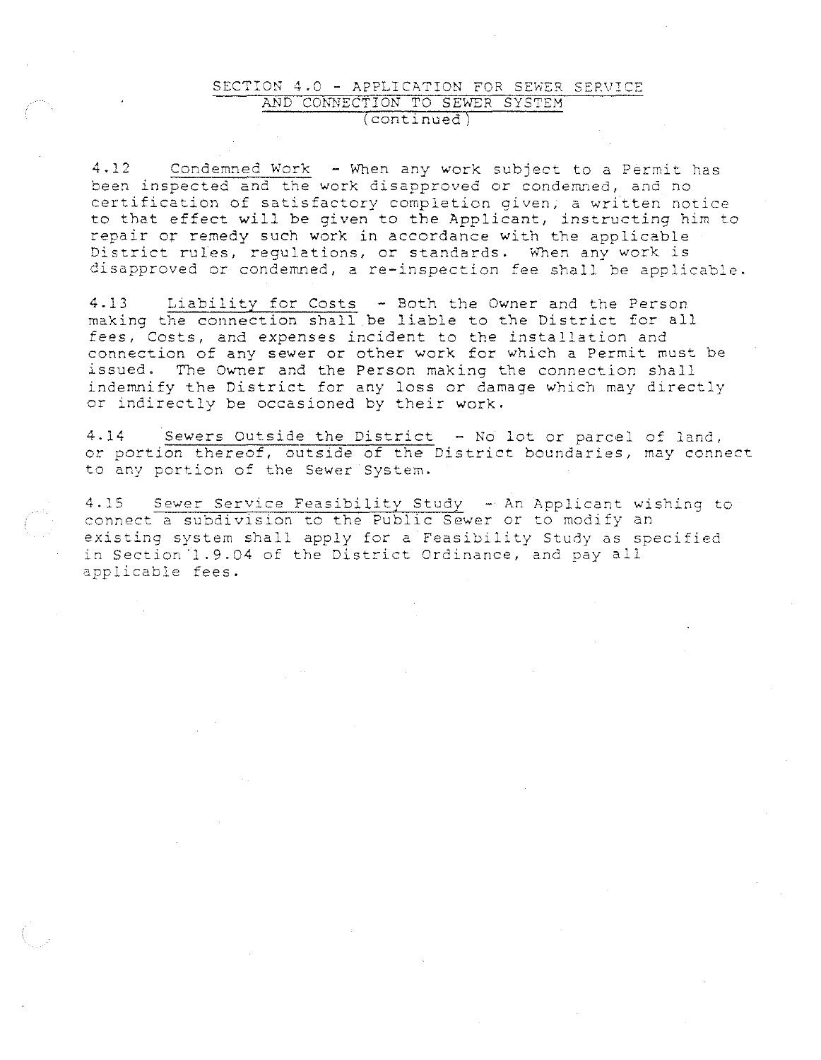## SECTION 4.0 - APPLICATION FOR SEWER SERVICE AND CONNECTION TO SEWER SYSTEM (continued)

4.12 Condemned Work - When any work subject to a Permit has been inspected and the work disapproved or condemned, and no certification of satisfactory completion given, a written notice to that effect will be given to the Applicant, instructing him to repair or remedy such work in accordance with the applicable District rules, regulations, or standards. When any work is disapproved or condemned, a re-inspection fee shall be applicable.

4.13 Liability for Costs - Both the Owner and the Person making the connection shall be liable to the District for all fees, Costs, and expenses incident to the installation and connection of any sewer or other work for which a Permit must be issued. The Owner and the Person making the connection shall indemnify the District for any loss or damage which may directly or indirectly be occasioned by their work.

4.14 Sewers Outside the District - No lot or parcel of land, or portion thereof, outside of the District boundaries, may connect to any portion of the Sewer System.

4.15 Sewer Service Feasibility Study - An Applicant wishing to connect a subdivision to the Public Sewer or to modify an existing system shall apply for a Feasibility Study as specified in Section 1.9.04 of the District Ordinance, and pay all applicable fees.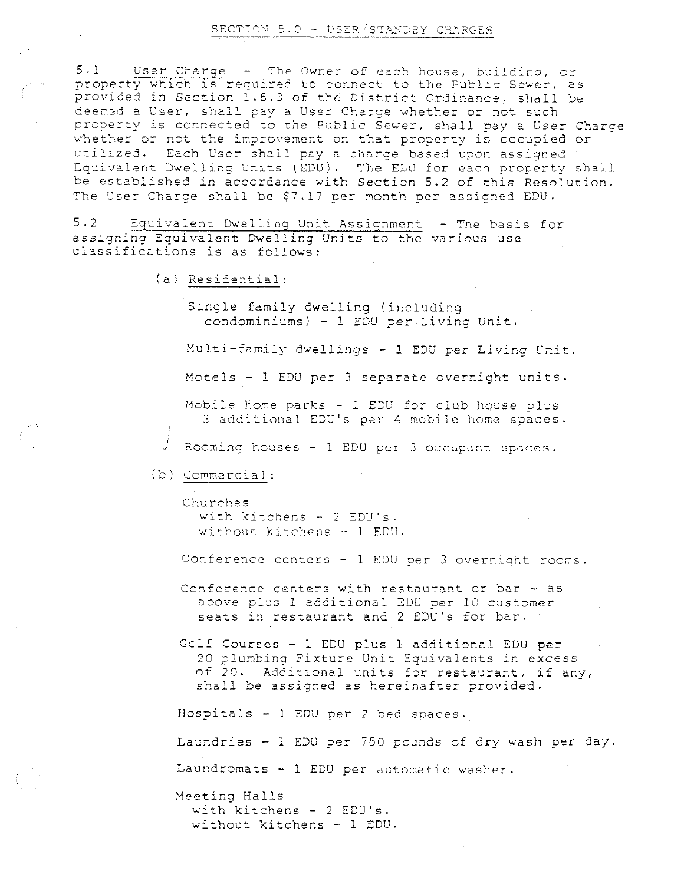## SECTION 5.0 - USER/STANDBY CHARGES

5.1 User Charge - The Owner of each house, building, or property which is required to connect to the Public Sewer, as provided in Section 1.6.3 of the District Ordinance, shall be deemed a User, shall pay a User Charge whether or not such property is connected to the Public Sewer, shall pay a User Charge whether or not the improvement on that property is occupied or utilized. Each User shall pay a charge based upon assigned Equivalent Dwelling Units (EDU). The EDU for each property shall be established in accordance with Section 5.2 of this Resolution. The User Charge shall be $7.17 per month per assigned EDU.

5.2 Equivalent Dwelling Unit Assignment - The basis for assigning Equivalent Dwelling Units to the various use classifications is as follows:

(a) Residential:

Single family dwelling (including condominiums) - 1 EDU per Living Unit.

Multi-family dwellings - 1 EDU per Living Unit.

Motels - 1 EDU per 3 separate overnight units.

Mobile home parks - 1 EDU for club house plus 3 additional EDU's per 4 mobile home spaces.

Rooming houses - 1 EDU per 3 occupant spaces.

(b) Commercial:

Churches
with kitchens - 2 EDU's.
without kitchens - 1 EDU.

Conference centers - 1 EDU per 3 overnight rooms.

Conference centers with restaurant or bar - as above plus 1 additional EDU per 10 customer seats in restaurant and 2 EDU's for bar.

Golf Courses - 1 EDU plus 1 additional EDU per 20 plumbing Fixture Unit Equivalents in excess of 20. Additional units for restaurant, if any, shall be assigned as hereinafter provided.

Hospitals - 1 EDU per 2 bed spaces.

Laundries - 1 EDU per 750 pounds of dry wash per day.

Laundromats - 1 EDU per automatic washer.

Meeting Halls
with kitchens - 2 EDU's.
without kitchens - 1 EDU.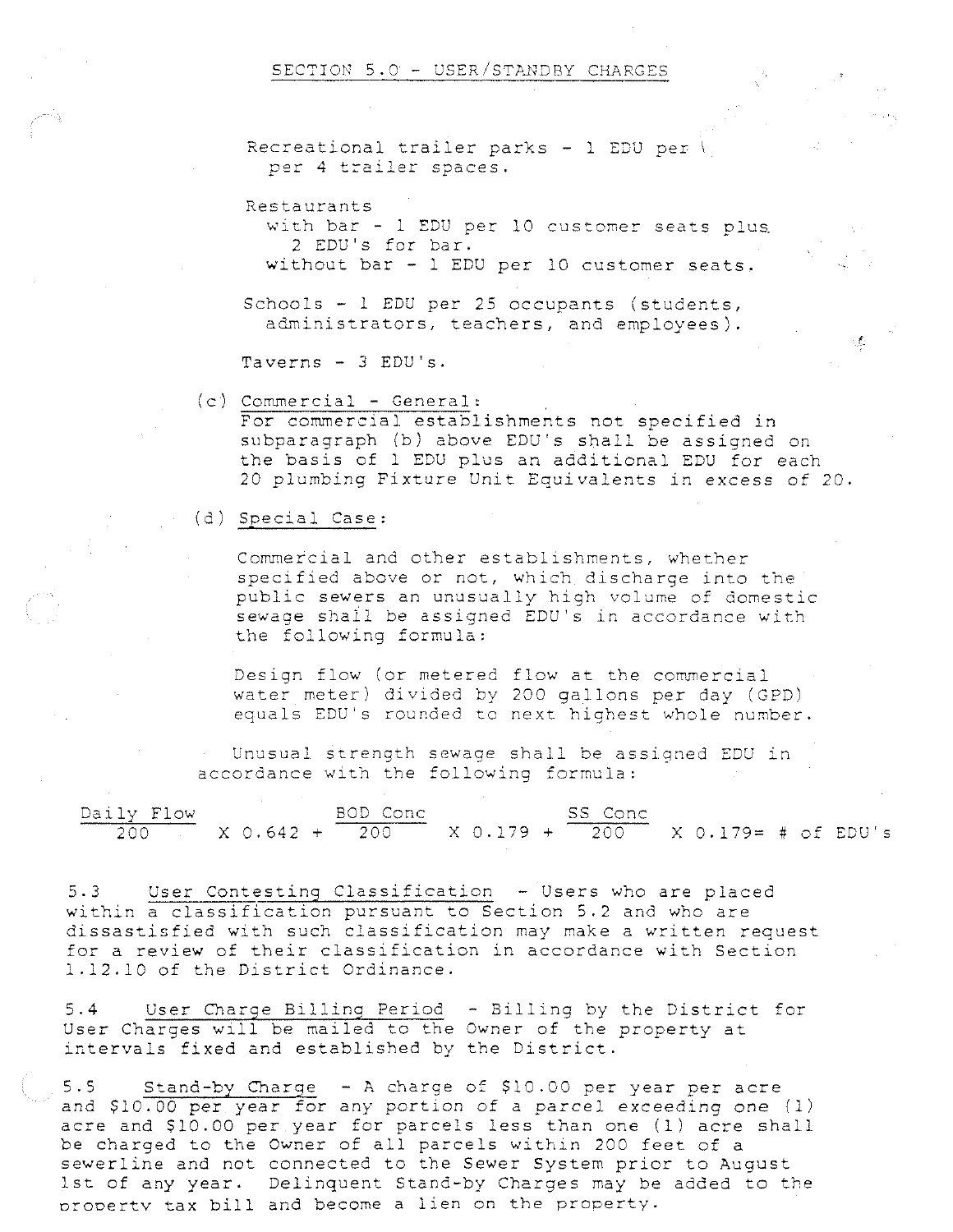## SECTION 5.0 - USER/STANDBY CHARGES

Recreational trailer parks - 1 EDU per per 4 trailer spaces.

Restaurants
- with bar - 1 EDU per 10 customer seats plus 2 EDU's for bar.
- without bar - 1 EDU per 10 customer seats.

Schools - 1 EDU per 25 occupants (students, administrators, teachers, and employees).

Taverns - 3 EDU's.

(c) Commercial - General:
For commercial establishments not specified in subparagraph (b) above EDU's shall be assigned on the basis of 1 EDU plus an additional EDU for each 20 plumbing Fixture Unit Equivalents in excess of 20.

(d) Special Case:

Commercial and other establishments, whether specified above or not, which discharge into the public sewers an unusually high volume of domestic sewage shall be assigned EDU's in accordance with the following formula:

Design flow (or metered flow at the commercial water meter) divided by 200 gallons per day (GPD) equals EDU's rounded to next highest whole number.

Unusual strength sewage shall be assigned EDU in accordance with the following formula:

$$\frac{\text{Daily Flow}}{200} \times 0.642 + \frac{\text{BOD Conc}}{200} \times 0.179 + \frac{\text{SS Conc}}{200} \times 0.179 = \text{\# of EDU's}$$

5.3 User Contesting Classification - Users who are placed within a classification pursuant to Section 5.2 and who are dissatisfied with such classification may make a written request for a review of their classification in accordance with Section 1.12.10 of the District Ordinance.

5.4 User Charge Billing Period - Billing by the District for User Charges will be mailed to the Owner of the property at intervals fixed and established by the District.

5.5 Stand-by Charge - A charge of $10.00 per year per acre and $10.00 per year for any portion of a parcel exceeding one (1) acre and $10.00 per year for parcels less than one (1) acre shall be charged to the Owner of all parcels within 200 feet of a sewerline and not connected to the Sewer System prior to August 1st of any year. Delinquent Stand-by Charges may be added to the property tax bill and become a lien on the property.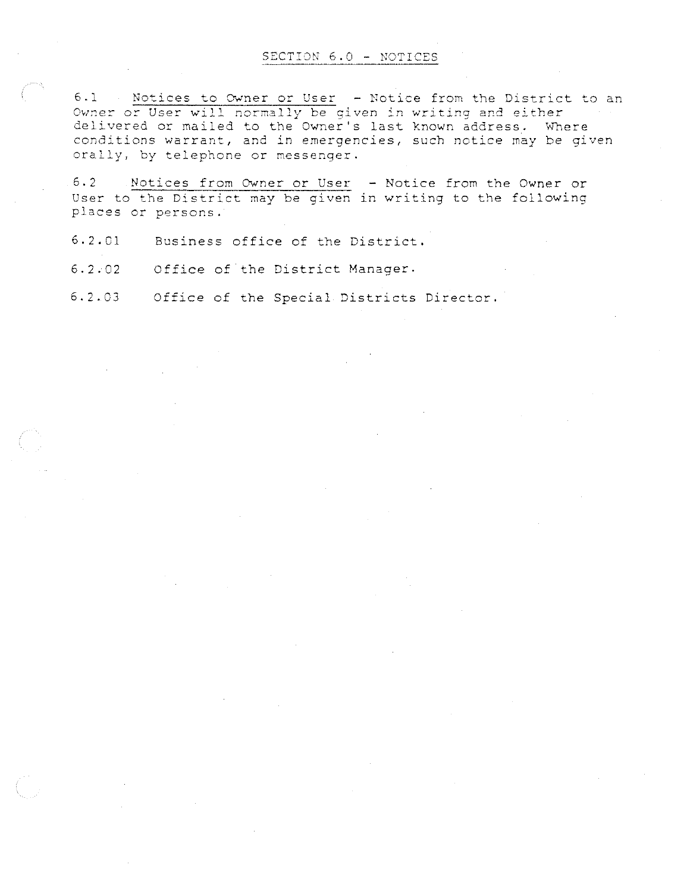## SECTION 6.0 - NOTICES

6.1 Notices to Owner or User - Notice from the District to an Owner or User will normally be given in writing and either delivered or mailed to the Owner's last known address. Where conditions warrant, and in emergencies, such notice may be given orally, by telephone or messenger.

6.2 Notices from Owner or User - Notice from the Owner or User to the District may be given in writing to the following places or persons.

6.2.01 Business office of the District.

6.2.02 Office of the District Manager.

6.2.03 Office of the Special Districts Director.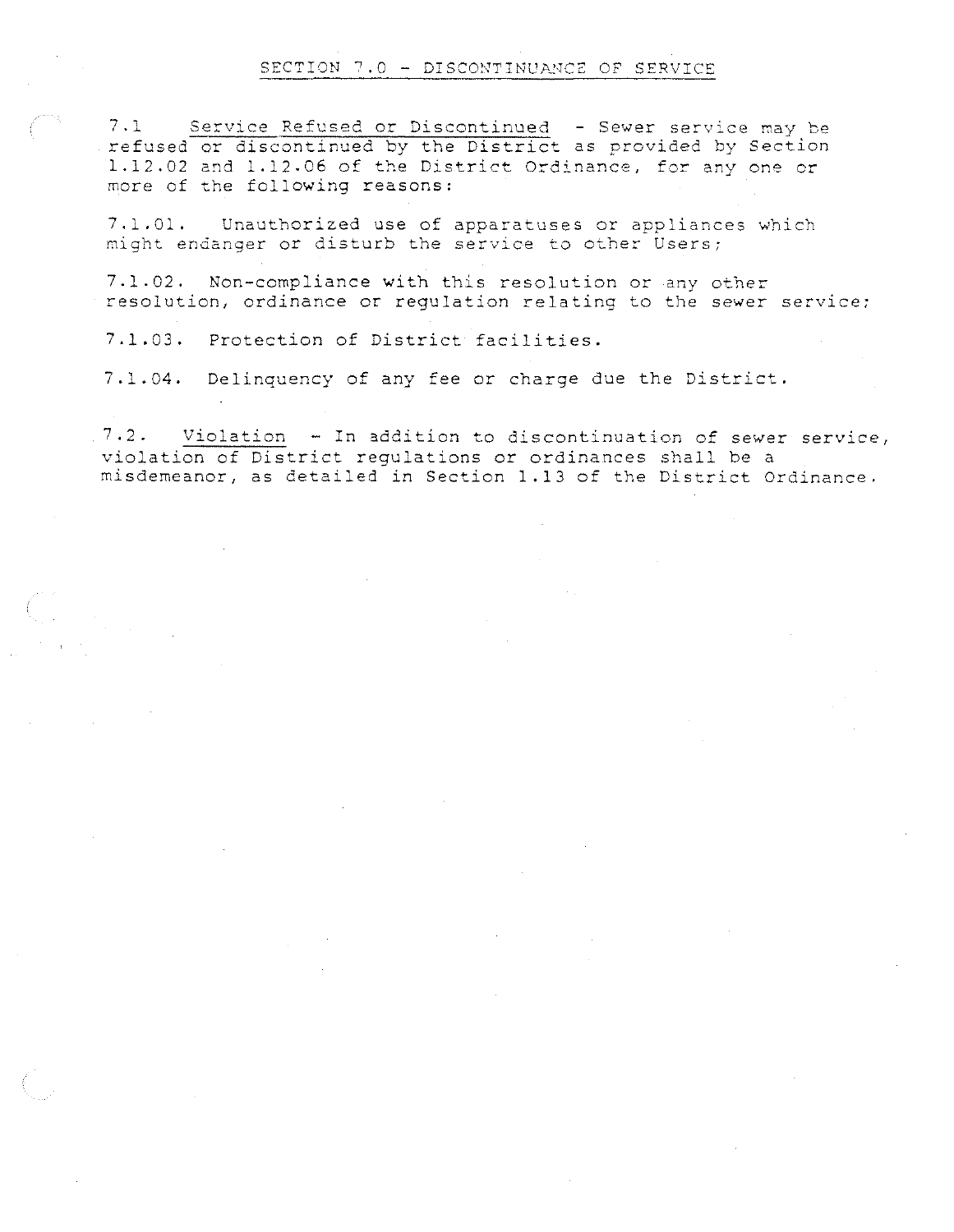## SECTION 7.0 - DISCONTINUANCE OF SERVICE

7.1 Service Refused or Discontinued - Sewer service may be refused or discontinued by the District as provided by Section 1.12.02 and 1.12.06 of the District Ordinance, for any one or more of the following reasons:

7.1.01. Unauthorized use of apparatuses or appliances which might endanger or disturb the service to other Users;

7.1.02. Non-compliance with this resolution or any other resolution, ordinance or regulation relating to the sewer service;

7.1.03. Protection of District facilities.

7.1.04. Delinquency of any fee or charge due the District.

7.2. Violation - In addition to discontinuation of sewer service, violation of District regulations or ordinances shall be a misdemeanor, as detailed in Section 1.13 of the District Ordinance.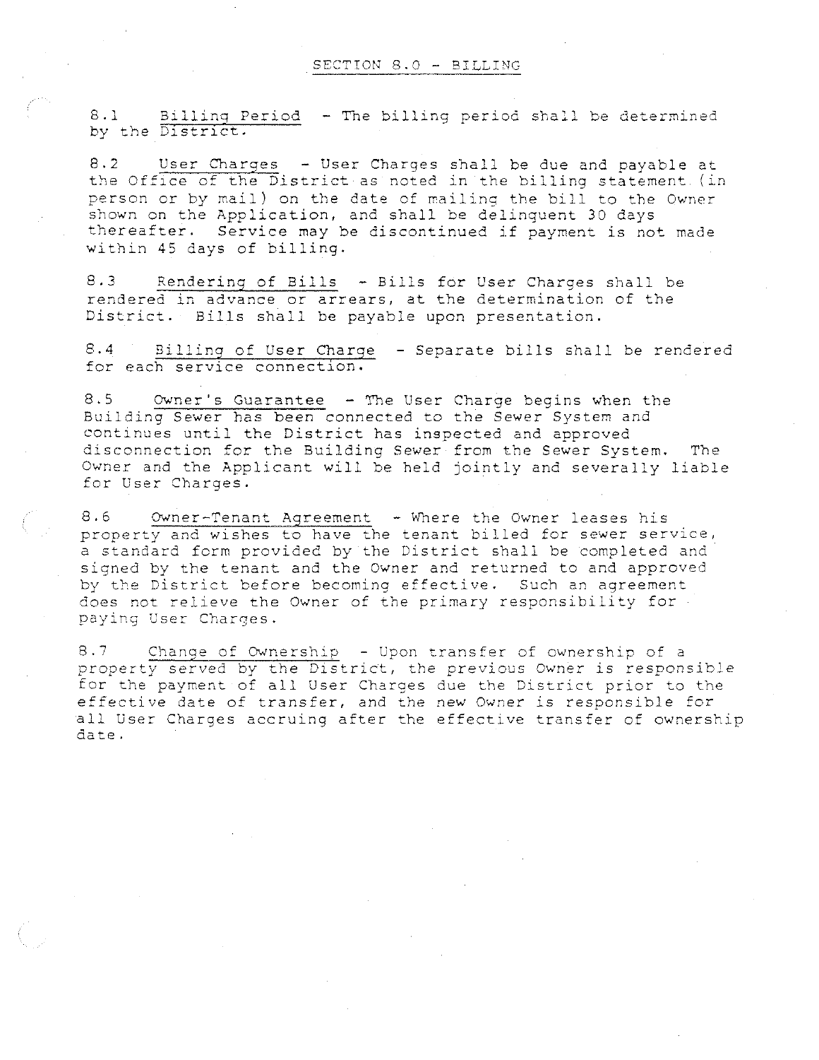## SECTION 8.0 - BILLING

8.1 Billing Period - The billing period shall be determined by the District.

8.2 User Charges - User Charges shall be due and payable at the Office of the District as noted in the billing statement (in person or by mail) on the date of mailing the bill to the Owner shown on the Application, and shall be delinquent 30 days thereafter. Service may be discontinued if payment is not made within 45 days of billing.

8.3 Rendering of Bills - Bills for User Charges shall be rendered in advance or arrears, at the determination of the District. Bills shall be payable upon presentation.

8.4 Billing of User Charge - Separate bills shall be rendered for each service connection.

8.5 Owner's Guarantee - The User Charge begins when the Building Sewer has been connected to the Sewer System and continues until the District has inspected and approved disconnection for the Building Sewer from the Sewer System. The Owner and the Applicant will be held jointly and severally liable for User Charges.

8.6 Owner-Tenant Agreement - Where the Owner leases his property and wishes to have the tenant billed for sewer service, a standard form provided by the District shall be completed and signed by the tenant and the Owner and returned to and approved by the District before becoming effective. Such an agreement does not relieve the Owner of the primary responsibility for paying User Charges.

8.7 Change of Ownership - Upon transfer of ownership of a property served by the District, the previous Owner is responsible for the payment of all User Charges due the District prior to the effective date of transfer, and the new Owner is responsible for all User Charges accruing after the effective transfer of ownership date.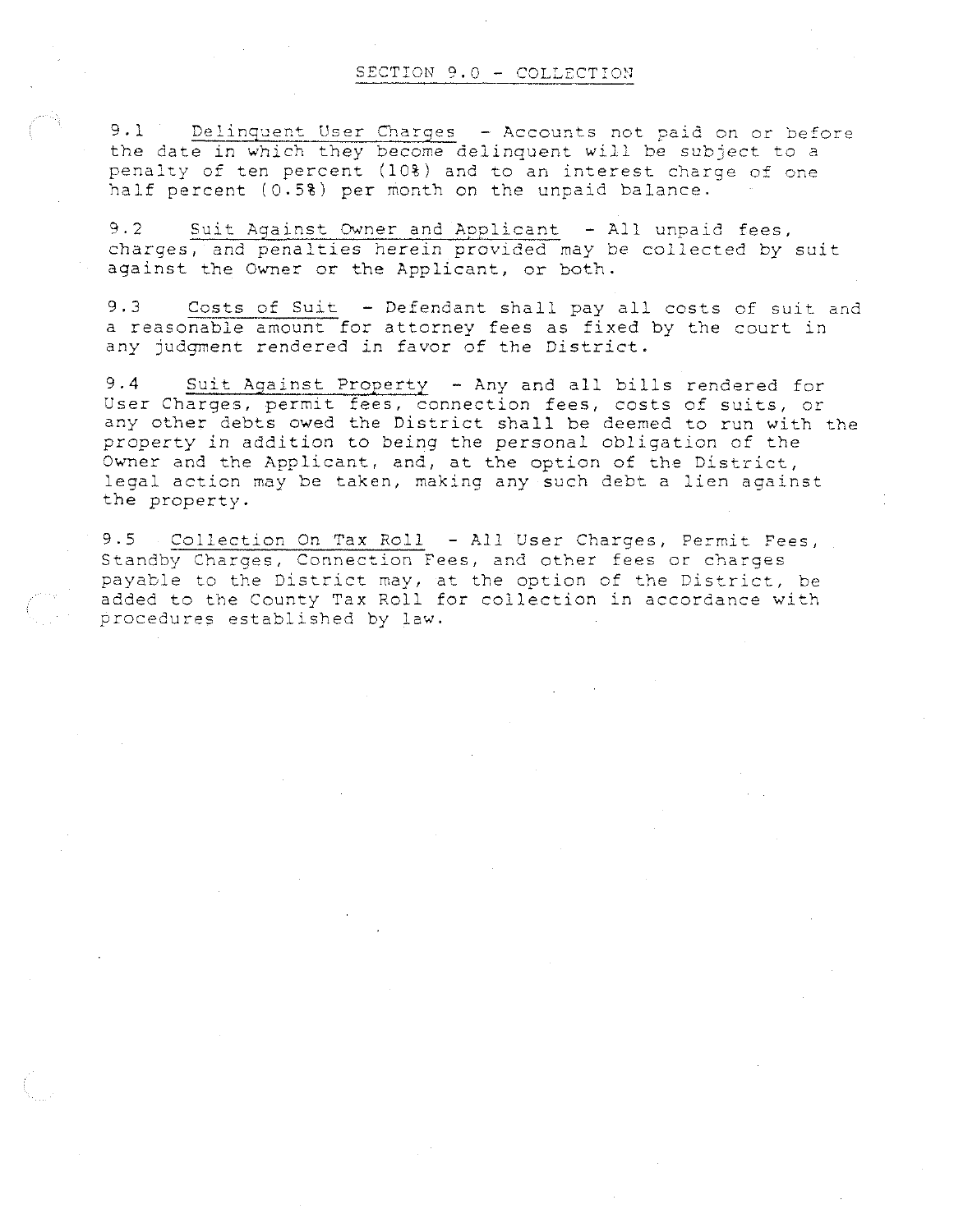## SECTION 9.0 - COLLECTION

9.1 Delinquent User Charges - Accounts not paid on or before the date in which they become delinquent will be subject to a penalty of ten percent (10%) and to an interest charge of one half percent (0.5%) per month on the unpaid balance.

9.2 Suit Against Owner and Applicant - All unpaid fees, charges, and penalties herein provided may be collected by suit against the Owner or the Applicant, or both.

9.3 Costs of Suit - Defendant shall pay all costs of suit and a reasonable amount for attorney fees as fixed by the court in any judgment rendered in favor of the District.

9.4 Suit Against Property - Any and all bills rendered for User Charges, permit fees, connection fees, costs of suits, or any other debts owed the District shall be deemed to run with the property in addition to being the personal obligation of the Owner and the Applicant, and, at the option of the District, legal action may be taken, making any such debt a lien against the property.

9.5 Collection On Tax Roll - All User Charges, Permit Fees, Standby Charges, Connection Fees, and other fees or charges payable to the District may, at the option of the District, be added to the County Tax Roll for collection in accordance with procedures established by law.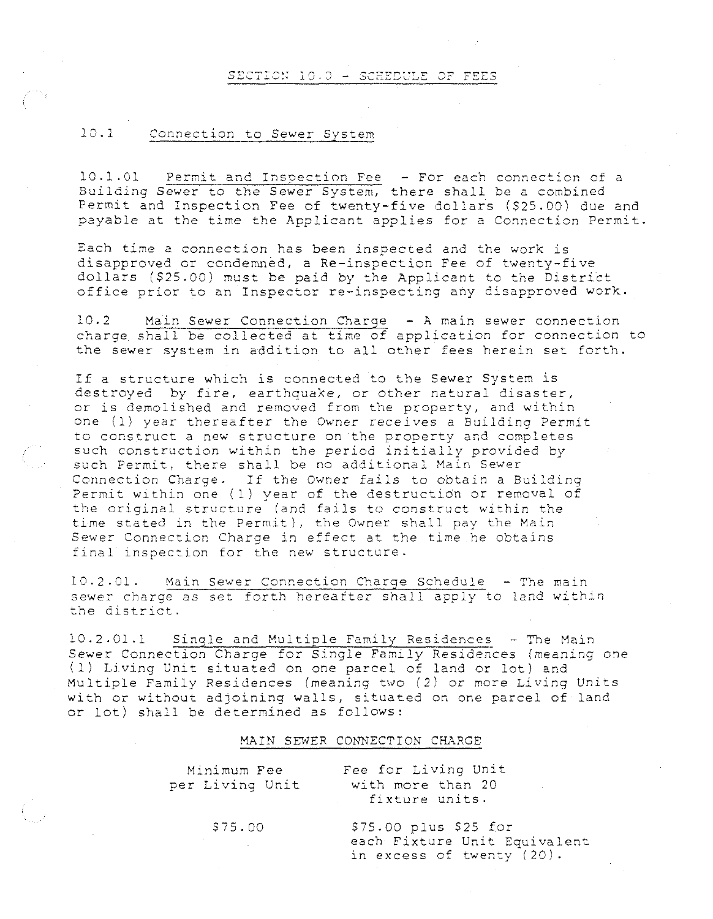## SECTION 10.0 - SCHEDULE OF FEES

### 10.1 Connection to Sewer System

10.1.01 Permit and Inspection Fee - For each connection of a Building Sewer to the Sewer System, there shall be a combined Permit and Inspection Fee of twenty-five dollars ($25.00) due and payable at the time the Applicant applies for a Connection Permit.

Each time a connection has been inspected and the work is disapproved or condemned, a Re-inspection Fee of twenty-five dollars ($25.00) must be paid by the Applicant to the District office prior to an Inspector re-inspecting any disapproved work.

10.2 Main Sewer Connection Charge - A main sewer connection charge shall be collected at time of application for connection to the sewer system in addition to all other fees herein set forth.

If a structure which is connected to the Sewer System is destroyed by fire, earthquake, or other natural disaster, or is demolished and removed from the property, and within one (1) year thereafter the Owner receives a Building Permit to construct a new structure on the property and completes such construction within the period initially provided by such Permit, there shall be no additional Main Sewer Connection Charge. If the Owner fails to obtain a Building Permit within one (1) year of the destruction or removal of the original structure (and fails to construct within the time stated in the Permit), the Owner shall pay the Main Sewer Connection Charge in effect at the time he obtains final inspection for the new structure.

10.2.01. Main Sewer Connection Charge Schedule - The main sewer charge as set forth hereafter shall apply to land within the district.

10.2.01.1 Single and Multiple Family Residences - The Main Sewer Connection Charge for Single Family Residences (meaning one (1) Living Unit situated on one parcel of land or lot) and Multiple Family Residences (meaning two (2) or more Living Units with or without adjoining walls, situated on one parcel of land or lot) shall be determined as follows:

MAIN SEWER CONNECTION CHARGE

| Minimum Fee per Living Unit | Fee for Living Unit with more than 20 fixture units. |
|---|---|
| $75.00 | $75.00 plus $25 for each Fixture Unit Equivalent in excess of twenty (20). |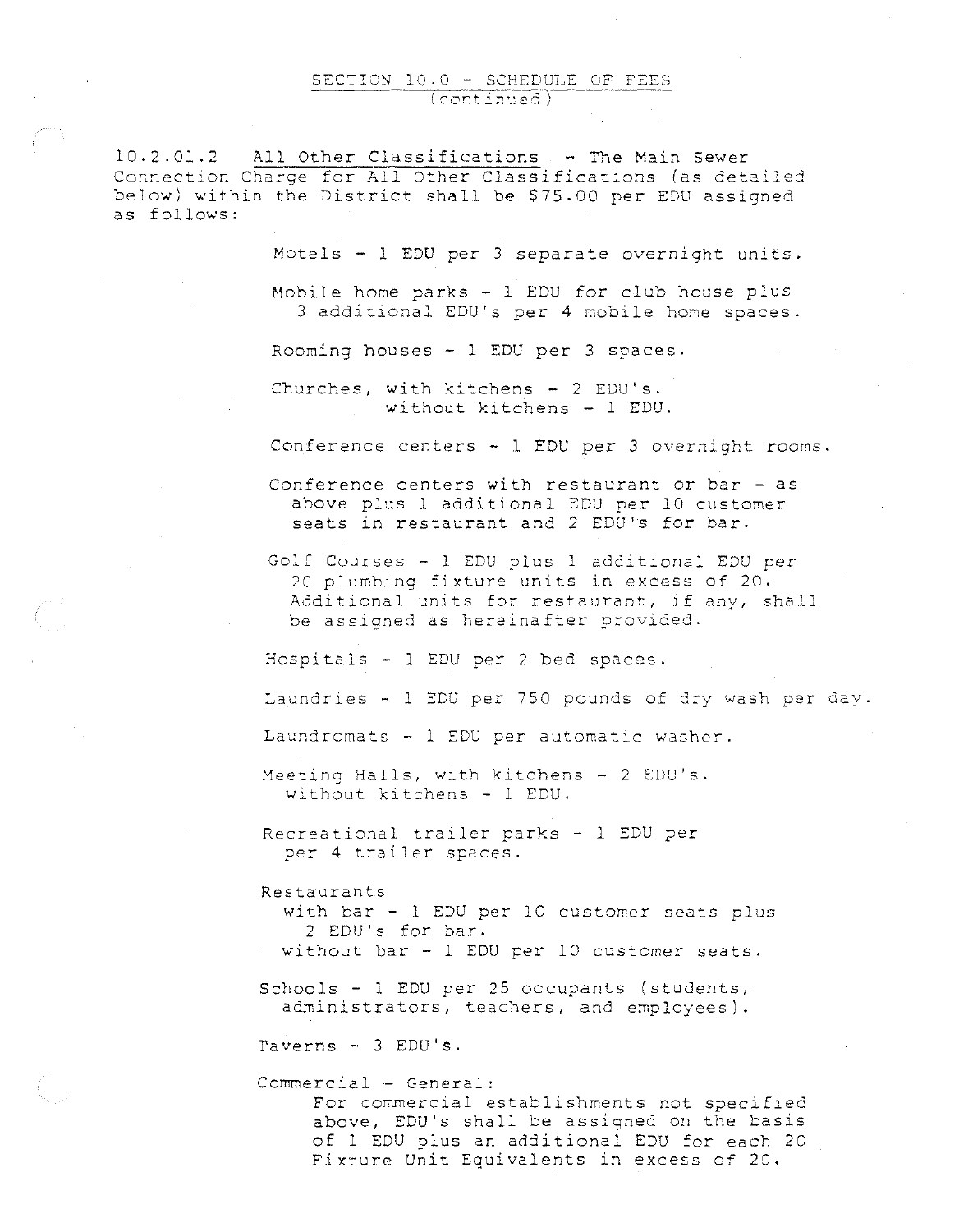## SECTION 10.0 - SCHEDULE OF FEES
(continued)

10.2.01.2 All Other Classifications - The Main Sewer Connection Charge for All Other Classifications (as detailed below) within the District shall be $75.00 per EDU assigned as follows:

Motels - 1 EDU per 3 separate overnight units.

Mobile home parks - 1 EDU for club house plus 3 additional EDU's per 4 mobile home spaces.

Rooming houses - 1 EDU per 3 spaces.

Churches, with kitchens - 2 EDU's.
without kitchens - 1 EDU.

Conference centers - 1 EDU per 3 overnight rooms.

Conference centers with restaurant or bar - as above plus 1 additional EDU per 10 customer seats in restaurant and 2 EDU's for bar.

Golf Courses - 1 EDU plus 1 additional EDU per 20 plumbing fixture units in excess of 20. Additional units for restaurant, if any, shall be assigned as hereinafter provided.

Hospitals - 1 EDU per 2 bed spaces.

Laundries - 1 EDU per 750 pounds of dry wash per day.

Laundromats - 1 EDU per automatic washer.

Meeting Halls, with kitchens - 2 EDU's.
without kitchens - 1 EDU.

Recreational trailer parks - 1 EDU per per 4 trailer spaces.

Restaurants
with bar - 1 EDU per 10 customer seats plus 2 EDU's for bar.
without bar - 1 EDU per 10 customer seats.

Schools - 1 EDU per 25 occupants (students, administrators, teachers, and employees).

Taverns - 3 EDU's.

Commercial - General:
For commercial establishments not specified above, EDU's shall be assigned on the basis of 1 EDU plus an additional EDU for each 20 Fixture Unit Equivalents in excess of 20.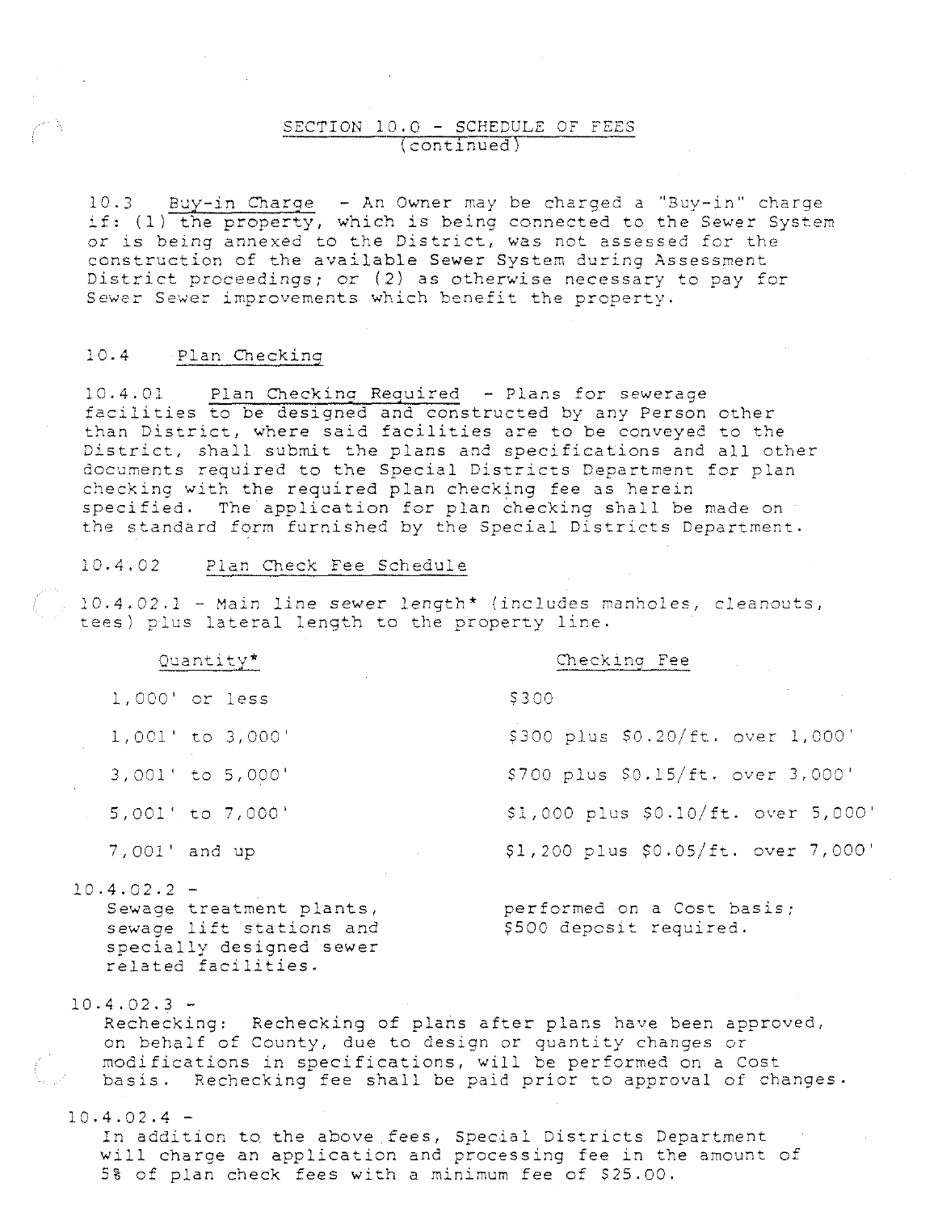## SECTION 10.0 - SCHEDULE OF FEES (continued)

10.3 Buy-in Charge - An Owner may be charged a "Buy-in" charge if: (1) the property, which is being connected to the Sewer System or is being annexed to the District, was not assessed for the construction of the available Sewer System during Assessment District proceedings; or (2) as otherwise necessary to pay for Sewer Sewer improvements which benefit the property.

### 10.4 Plan Checking

10.4.01 Plan Checking Required - Plans for sewerage facilities to be designed and constructed by any Person other than District, where said facilities are to be conveyed to the District, shall submit the plans and specifications and all other documents required to the Special Districts Department for plan checking with the required plan checking fee as herein specified. The application for plan checking shall be made on the standard form furnished by the Special Districts Department.

10.4.02 Plan Check Fee Schedule

10.4.02.1 - Main line sewer length* (includes manholes, cleanouts, tees) plus lateral length to the property line.

| Quantity* | Checking Fee |
|---|---|
| 1,000' or less | $300 |
| 1,001' to 3,000' | $300 plus $0.20/ft. over 1,000' |
| 3,001' to 5,000' | $700 plus $0.15/ft. over 3,000' |
| 5,001' to 7,000' | $1,000 plus $0.10/ft. over 5,000' |
| 7,001' and up | $1,200 plus $0.05/ft. over 7,000' |

10.4.02.2 -

| | |
|---|---|
| Sewage treatment plants, sewage lift stations and specially designed sewer related facilities. | performed on a Cost basis; $500 deposit required. |

10.4.02.3 -
Rechecking: Rechecking of plans after plans have been approved, on behalf of County, due to design or quantity changes or modifications in specifications, will be performed on a Cost basis. Rechecking fee shall be paid prior to approval of changes.

10.4.02.4 -
In addition to the above fees, Special Districts Department will charge an application and processing fee in the amount of 5% of plan check fees with a minimum fee of $25.00.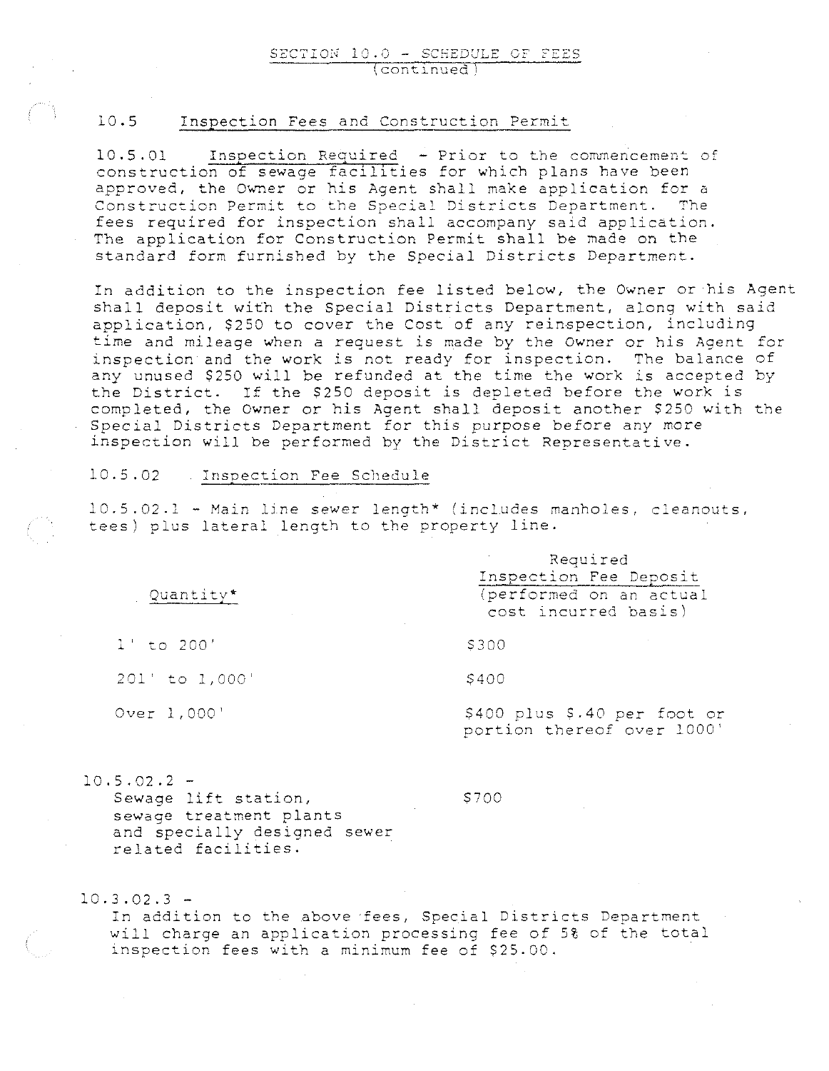SECTION 10.0 - SCHEDULE OF FEES
(continued)

## 10.5 Inspection Fees and Construction Permit

10.5.01 Inspection Required - Prior to the commencement of construction of sewage facilities for which plans have been approved, the Owner or his Agent shall make application for a Construction Permit to the Special Districts Department. The fees required for inspection shall accompany said application. The application for Construction Permit shall be made on the standard form furnished by the Special Districts Department.

In addition to the inspection fee listed below, the Owner or his Agent shall deposit with the Special Districts Department, along with said application, $250 to cover the Cost of any reinspection, including time and mileage when a request is made by the Owner or his Agent for inspection and the work is not ready for inspection. The balance of any unused $250 will be refunded at the time the work is accepted by the District. If the $250 deposit is depleted before the work is completed, the Owner or his Agent shall deposit another $250 with the Special Districts Department for this purpose before any more inspection will be performed by the District Representative.

10.5.02 Inspection Fee Schedule

10.5.02.1 - Main line sewer length* (includes manholes, cleanouts, tees) plus lateral length to the property line.

| Quantity* | Required Inspection Fee Deposit (performed on an actual cost incurred basis) |
|---|---|
| 1' to 200' | $300 |
| 201' to 1,000' | $400 |
| Over 1,000' | $400 plus $.40 per foot or portion thereof over 1000' |

10.5.02.2 -
Sewage lift station, sewage treatment plants and specially designed sewer related facilities. $700

10.3.02.3 -
In addition to the above fees, Special Districts Department will charge an application processing fee of 5% of the total inspection fees with a minimum fee of $25.00.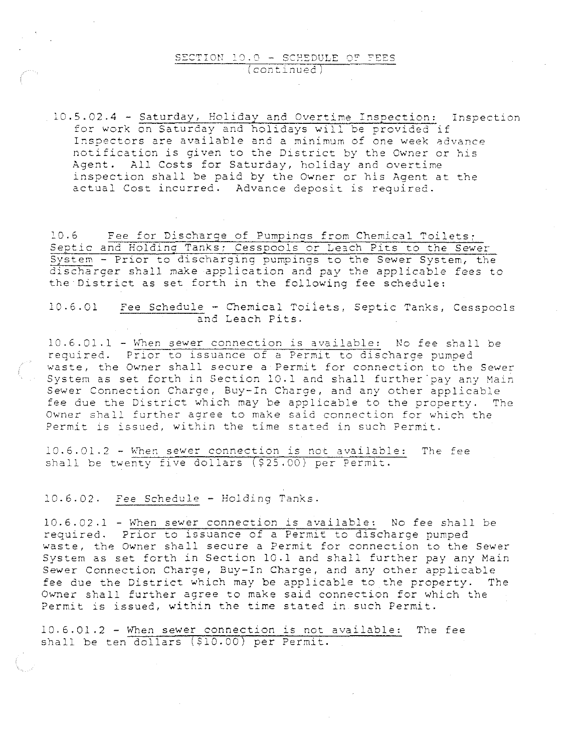## SECTION 10.0 - SCHEDULE OF FEES
(continued)

10.5.02.4 - Saturday, Holiday and Overtime Inspection: Inspection for work on Saturday and holidays will be provided if Inspectors are available and a minimum of one week advance notification is given to the District by the Owner or his Agent. All Costs for Saturday, holiday and overtime inspection shall be paid by the Owner or his Agent at the actual Cost incurred. Advance deposit is required.

10.6 Fee for Discharge of Pumpings from Chemical Toilets; Septic and Holding Tanks; Cesspools or Leach Pits to the Sewer System - Prior to discharging pumpings to the Sewer System, the discharger shall make application and pay the applicable fees to the District as set forth in the following fee schedule:

10.6.01 Fee Schedule - Chemical Toilets, Septic Tanks, Cesspools and Leach Pits.

10.6.01.1 - When sewer connection is available: No fee shall be required. Prior to issuance of a Permit to discharge pumped waste, the Owner shall secure a Permit for connection to the Sewer System as set forth in Section 10.1 and shall further pay any Main Sewer Connection Charge, Buy-In Charge, and any other applicable fee due the District which may be applicable to the property. The Owner shall further agree to make said connection for which the Permit is issued, within the time stated in such Permit.

10.6.01.2 - When sewer connection is not available: The fee shall be twenty five dollars ($25.00) per Permit.

10.6.02. Fee Schedule - Holding Tanks.

10.6.02.1 - When sewer connection is available: No fee shall be required. Prior to issuance of a Permit to discharge pumped waste, the Owner shall secure a Permit for connection to the Sewer System as set forth in Section 10.1 and shall further pay any Main Sewer Connection Charge, Buy-In Charge, and any other applicable fee due the District which may be applicable to the property. The Owner shall further agree to make said connection for which the Permit is issued, within the time stated in such Permit.

10.6.01.2 - When sewer connection is not available: The fee shall be ten dollars ($10.00) per Permit.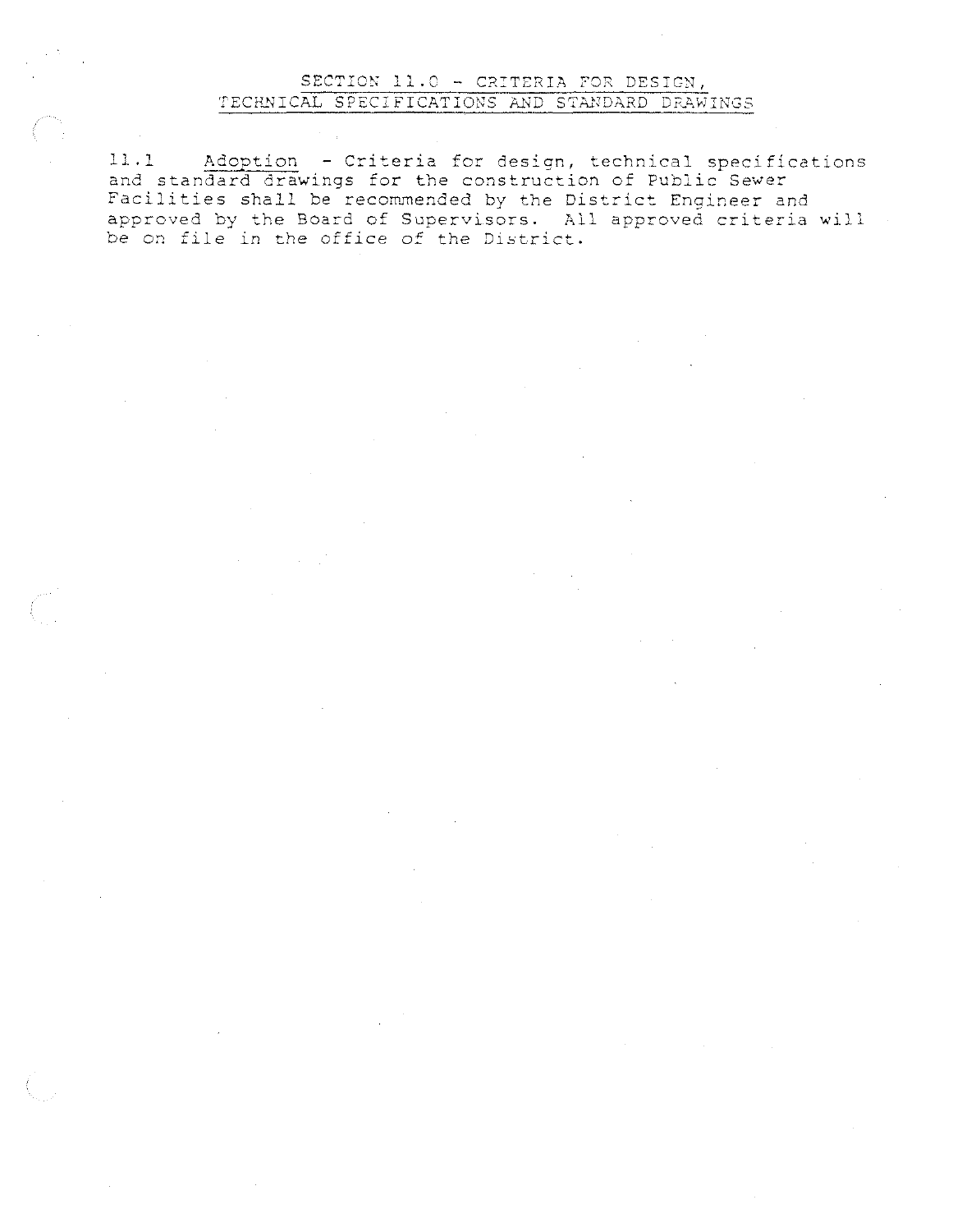## SECTION 11.0 - CRITERIA FOR DESIGN, TECHNICAL SPECIFICATIONS AND STANDARD DRAWINGS

11.1 Adoption - Criteria for design, technical specifications and standard drawings for the construction of Public Sewer Facilities shall be recommended by the District Engineer and approved by the Board of Supervisors. All approved criteria will be on file in the office of the District.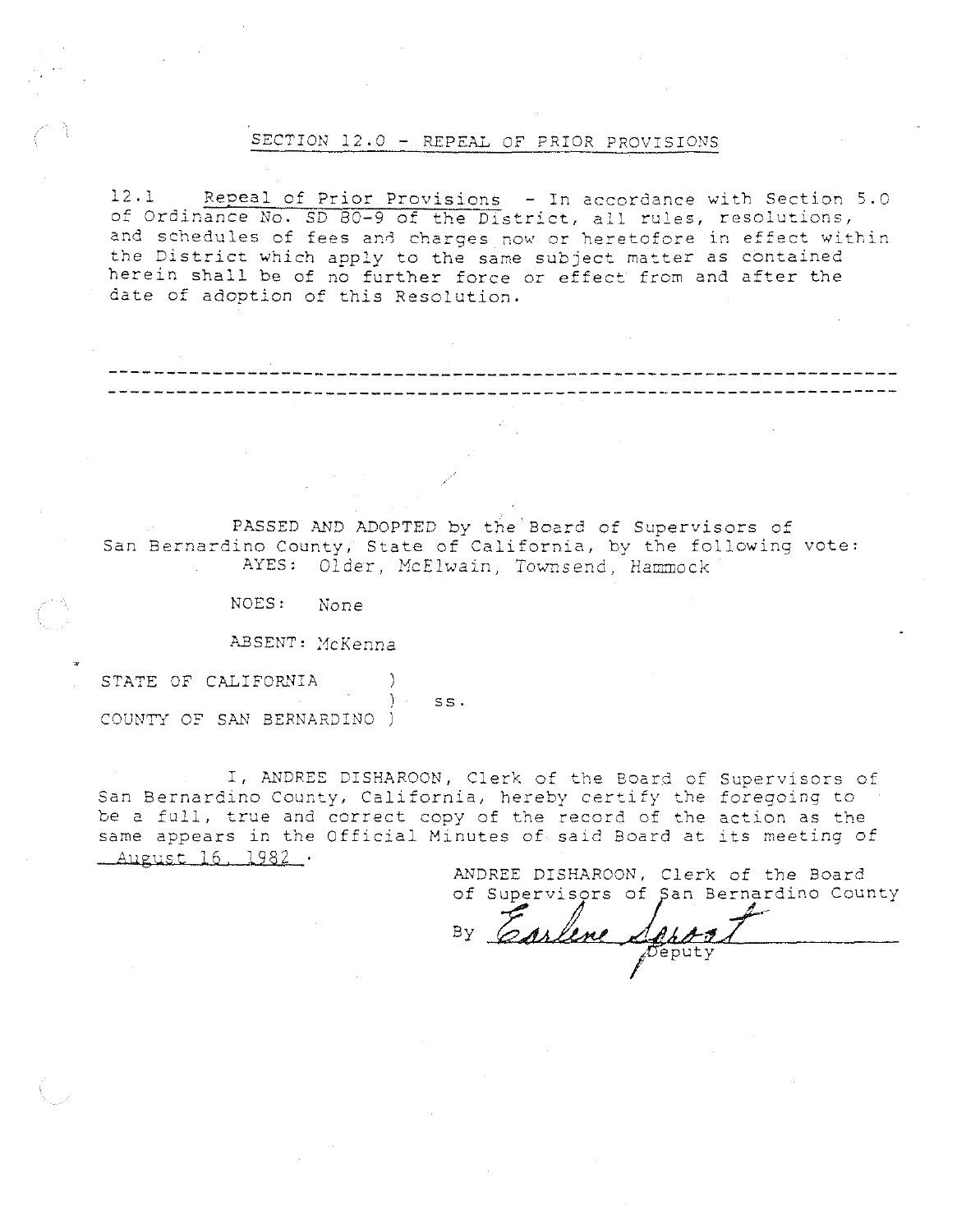## SECTION 12.0 - REPEAL OF PRIOR PROVISIONS

12.1 Repeal of Prior Provisions - In accordance with Section 5.0 of Ordinance No. SD 80-9 of the District, all rules, resolutions, and schedules of fees and charges now or heretofore in effect within the District which apply to the same subject matter as contained herein shall be of no further force or effect from and after the date of adoption of this Resolution.

---

PASSED AND ADOPTED by the Board of Supervisors of San Bernardino County, State of California, by the following vote:

AYES: Older, McElwain, Townsend, Hammock

NOES: None

ABSENT: McKenna

STATE OF CALIFORNIA )
) ss.
COUNTY OF SAN BERNARDINO )

I, ANDREE DISHAROON, Clerk of the Board of Supervisors of San Bernardino County, California, hereby certify the foregoing to be a full, true and correct copy of the record of the action as the same appears in the Official Minutes of said Board at its meeting of August 16, 1982.

ANDREE DISHAROON, Clerk of the Board of Supervisors of San Bernardino County

By *Earlene Sproat*
Deputy